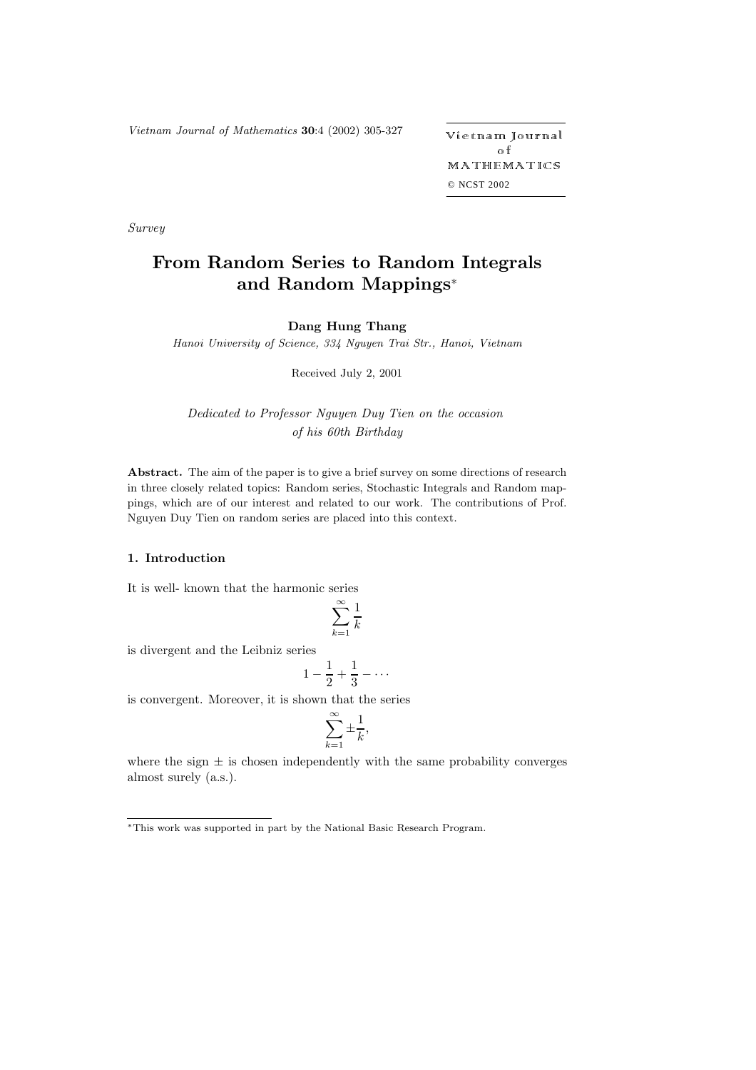*Survey*

# From Random Series to Random Integrals and Random Mappings[*]

**Dang Hung Thang**

*Hanoi University of Science, 334 Nguyen Trai Str., Hanoi, Vietnam*

Received July 2, 2001

*Dedicated to Professor Nguyen Duy Tien on the occasion of his 60th Birthday*

**Abstract.** The aim of the paper is to give a brief survey on some directions of research in three closely related topics: Random series, Stochastic Integrals and Random mappings, which are of our interest and related to our work. The contributions of Prof. Nguyen Duy Tien on random series are placed into this context.

## 1. Introduction

It is well- known that the harmonic series

$$\sum_{k=1}^{\infty} \frac{1}{k}$$

is divergent and the Leibniz series

$$1 - \frac{1}{2} + \frac{1}{3} - \cdots$$

is convergent. Moreover, it is shown that the series

$$\sum_{k=1}^{\infty} \pm \frac{1}{k},$$

where the sign $\pm$ is chosen independently with the same probability converges almost surely (a.s.).

---

[*] This work was supported in part by the National Basic Research Program.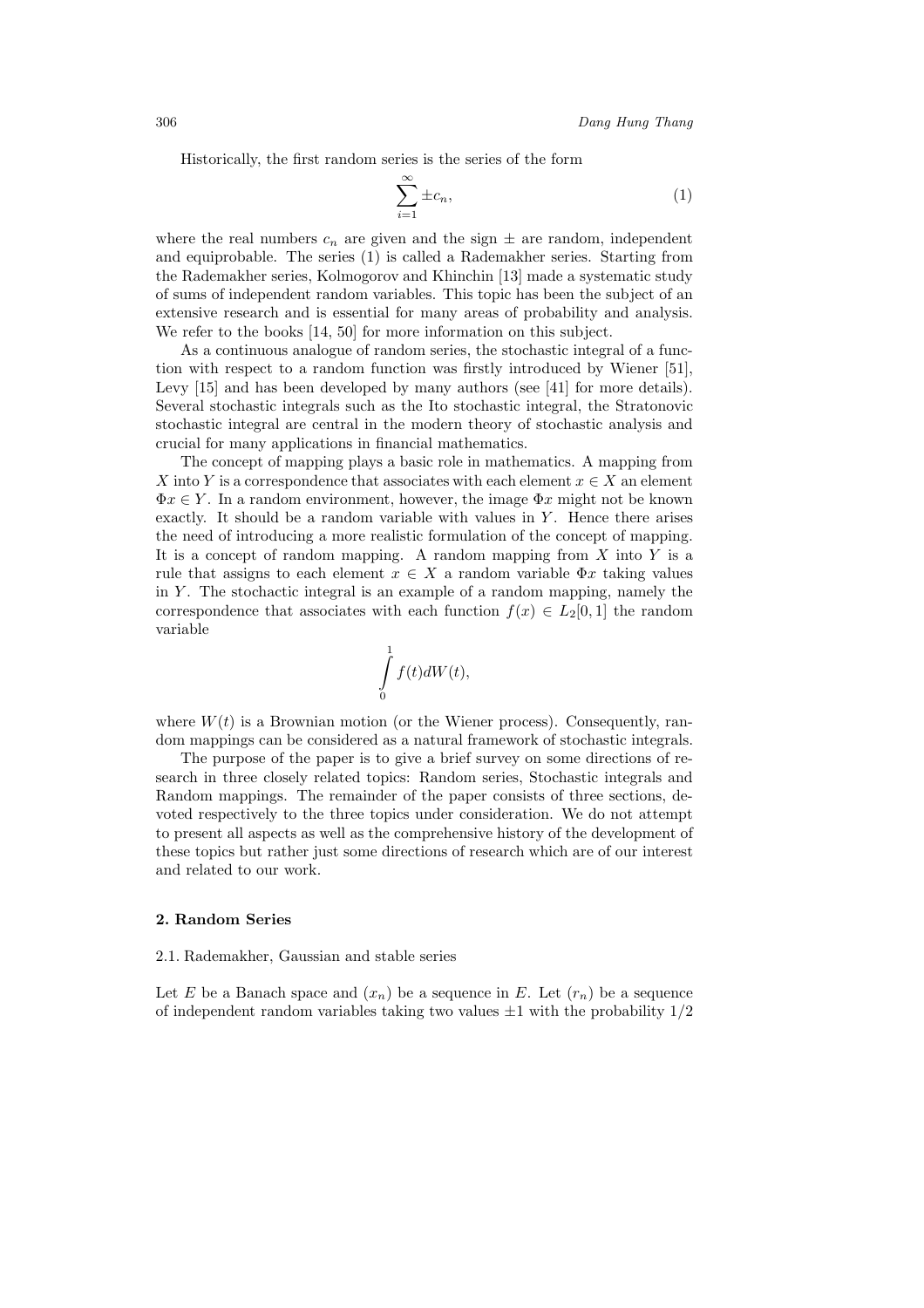Historically, the first random series is the series of the form

$$\sum_{i=1}^{\infty} \pm c_n, \tag{1}$$

where the real numbers $c_n$ are given and the sign $\pm$ are random, independent and equiprobable. The series (1) is called a Rademakher series. Starting from the Rademakher series, Kolmogorov and Khinchin [13] made a systematic study of sums of independent random variables. This topic has been the subject of an extensive research and is essential for many areas of probability and analysis. We refer to the books [14, 50] for more information on this subject.

As a continuous analogue of random series, the stochastic integral of a function with respect to a random function was firstly introduced by Wiener [51], Levy [15] and has been developed by many authors (see [41] for more details). Several stochastic integrals such as the Ito stochastic integral, the Stratonovic stochastic integral are central in the modern theory of stochastic analysis and crucial for many applications in financial mathematics.

The concept of mapping plays a basic role in mathematics. A mapping from $X$ into $Y$ is a correspondence that associates with each element $x \in X$ an element $\Phi x \in Y$. In a random environment, however, the image $\Phi x$ might not be known exactly. It should be a random variable with values in $Y$. Hence there arises the need of introducing a more realistic formulation of the concept of mapping. It is a concept of random mapping. A random mapping from $X$ into $Y$ is a rule that assigns to each element $x \in X$ a random variable $\Phi x$ taking values in $Y$. The stochactic integral is an example of a random mapping, namely the correspondence that associates with each function $f(x) \in L_2[0,1]$ the random variable

$$\int_0^1 f(t)dW(t),$$

where $W(t)$ is a Brownian motion (or the Wiener process). Consequently, random mappings can be considered as a natural framework of stochastic integrals.

The purpose of the paper is to give a brief survey on some directions of research in three closely related topics: Random series, Stochastic integrals and Random mappings. The remainder of the paper consists of three sections, devoted respectively to the three topics under consideration. We do not attempt to present all aspects as well as the comprehensive history of the development of these topics but rather just some directions of research which are of our interest and related to our work.

## 2. Random Series

### 2.1. Rademakher, Gaussian and stable series

Let $E$ be a Banach space and $(x_n)$ be a sequence in $E$. Let $(r_n)$ be a sequence of independent random variables taking two values $\pm 1$ with the probability $1/2$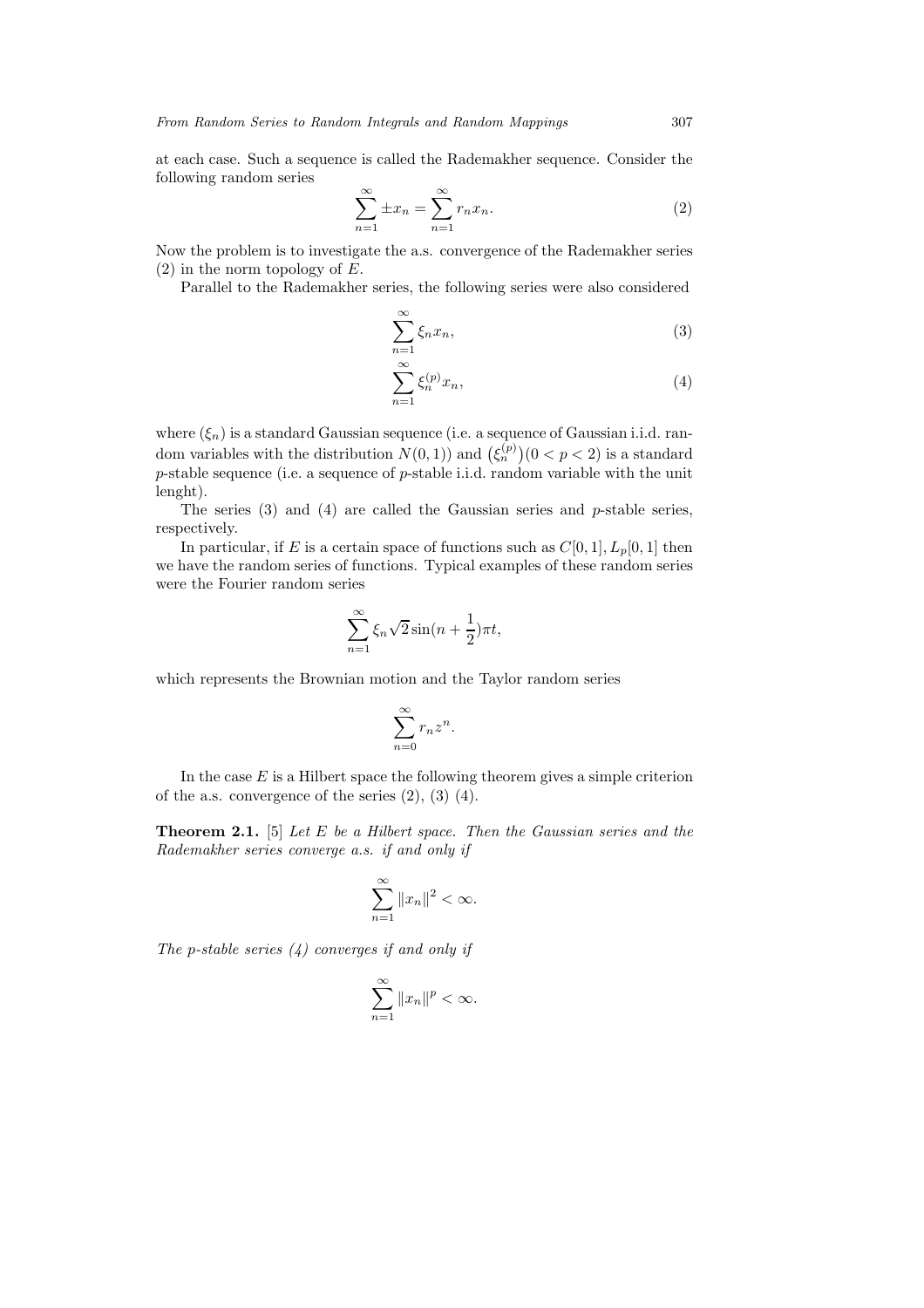at each case. Such a sequence is called the Rademakher sequence. Consider the following random series

$$\sum_{n=1}^{\infty} \pm x_n = \sum_{n=1}^{\infty} r_n x_n. \tag{2}$$

Now the problem is to investigate the a.s. convergence of the Rademakher series (2) in the norm topology of $E$.

Parallel to the Rademakher series, the following series were also considered

$$\sum_{n=1}^{\infty} \xi_n x_n, \tag{3}$$

$$\sum_{n=1}^{\infty} \xi_n^{(p)} x_n, \tag{4}$$

where $(\xi_n)$ is a standard Gaussian sequence (i.e. a sequence of Gaussian i.i.d. random variables with the distribution $N(0,1)$) and $\big(\xi_n^{(p)}\big)(0 < p < 2)$ is a standard $p$-stable sequence (i.e. a sequence of $p$-stable i.i.d. random variable with the unit lenght).

The series (3) and (4) are called the Gaussian series and $p$-stable series, respectively.

In particular, if $E$ is a certain space of functions such as $C[0,1], L_p[0,1]$ then we have the random series of functions. Typical examples of these random series were the Fourier random series

$$\sum_{n=1}^{\infty} \xi_n \sqrt{2} \sin(n + \frac{1}{2})\pi t,$$

which represents the Brownian motion and the Taylor random series

$$\sum_{n=0}^{\infty} r_n z^n.$$

In the case $E$ is a Hilbert space the following theorem gives a simple criterion of the a.s. convergence of the series (2), (3) (4).

**Theorem 2.1.** [5] *Let $E$ be a Hilbert space. Then the Gaussian series and the Rademakher series converge a.s. if and only if*

$$\sum_{n=1}^{\infty} \|x_n\|^2 < \infty.$$

*The p-stable series (4) converges if and only if*

$$\sum_{n=1}^{\infty} \|x_n\|^p < \infty.$$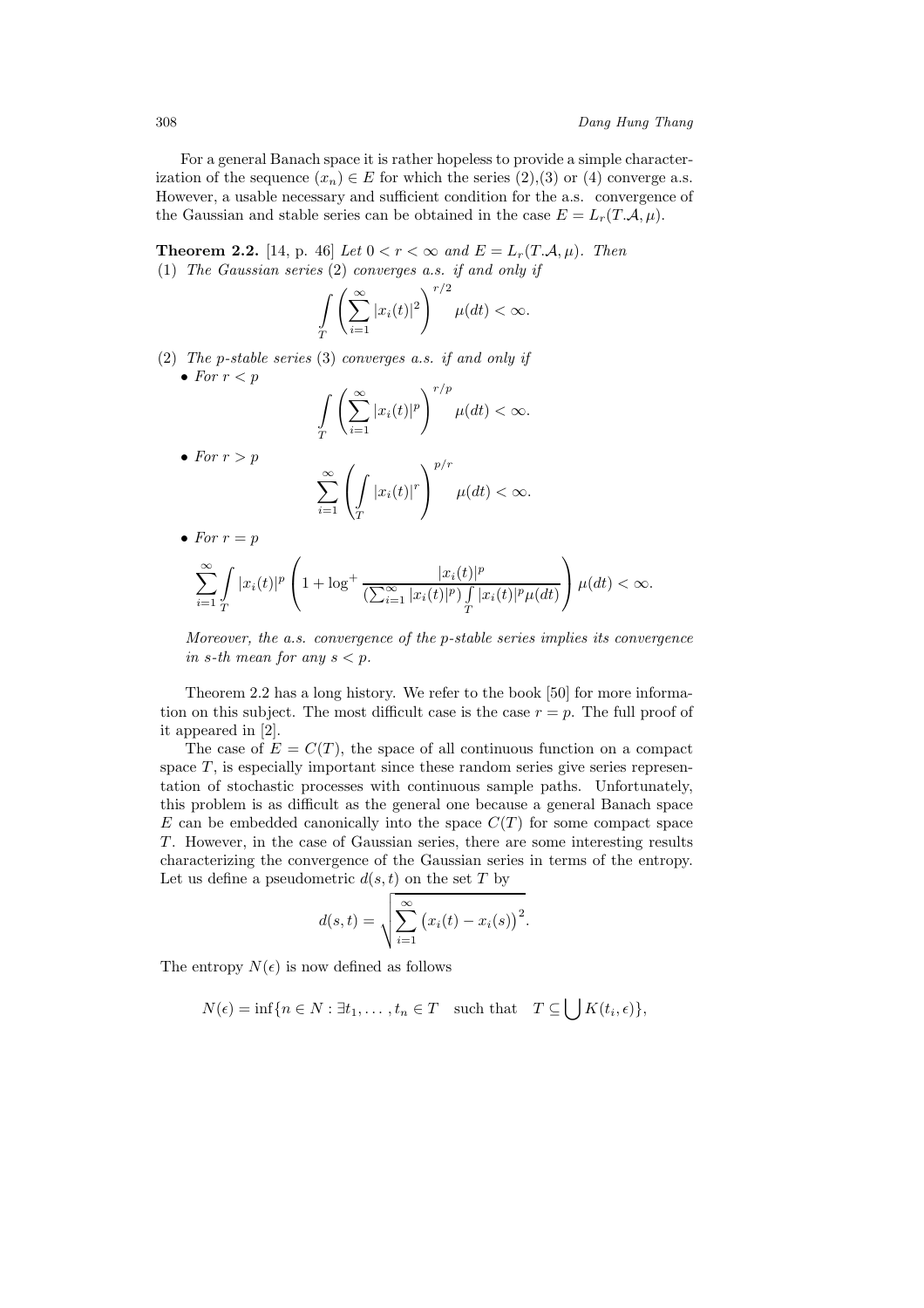For a general Banach space it is rather hopeless to provide a simple characterization of the sequence $(x_n) \in E$ for which the series (2),(3) or (4) converge a.s. However, a usable necessary and sufficient condition for the a.s. convergence of the Gaussian and stable series can be obtained in the case $E = L_r(T.\mathcal{A}, \mu)$.

**Theorem 2.2.** [14, p. 46] *Let $0 < r < \infty$ and $E = L_r(T.\mathcal{A}, \mu)$. Then*

(1) *The Gaussian series* (2) *converges a.s. if and only if*

$$\int_T \left( \sum_{i=1}^{\infty} |x_i(t)|^2 \right)^{r/2} \mu(dt) < \infty.$$

(2) *The $p$-stable series* (3) *converges a.s. if and only if*

- *For $r < p$*

$$\int_T \left( \sum_{i=1}^{\infty} |x_i(t)|^p \right)^{r/p} \mu(dt) < \infty.$$

- *For $r > p$*

$$\sum_{i=1}^{\infty} \left( \int_T |x_i(t)|^r \right)^{p/r} \mu(dt) < \infty.$$

- *For $r = p$*

$$\sum_{i=1}^{\infty} \int_T |x_i(t)|^p \left( 1 + \log^+ \frac{|x_i(t)|^p}{(\sum_{i=1}^{\infty} |x_i(t)|^p) \int_T |x_i(t)|^p \mu(dt)} \right) \mu(dt) < \infty.$$

*Moreover, the a.s. convergence of the $p$-stable series implies its convergence in $s$-th mean for any $s < p$.*

Theorem 2.2 has a long history. We refer to the book [50] for more information on this subject. The most difficult case is the case $r = p$. The full proof of it appeared in [2].

The case of $E = C(T)$, the space of all continuous function on a compact space $T$, is especially important since these random series give series representation of stochastic processes with continuous sample paths. Unfortunately, this problem is as difficult as the general one because a general Banach space $E$ can be embedded canonically into the space $C(T)$ for some compact space $T$. However, in the case of Gaussian series, there are some interesting results characterizing the convergence of the Gaussian series in terms of the entropy. Let us define a pseudometric $d(s, t)$ on the set $T$ by

$$d(s,t) = \sqrt{\sum_{i=1}^{\infty} \left(x_i(t) - x_i(s)\right)^2}.$$

The entropy $N(\epsilon)$ is now defined as follows

$$N(\epsilon) = \inf\{n \in N : \exists t_1, \ldots, t_n \in T \quad \text{such that} \quad T \subseteq \bigcup K(t_i, \epsilon)\},$$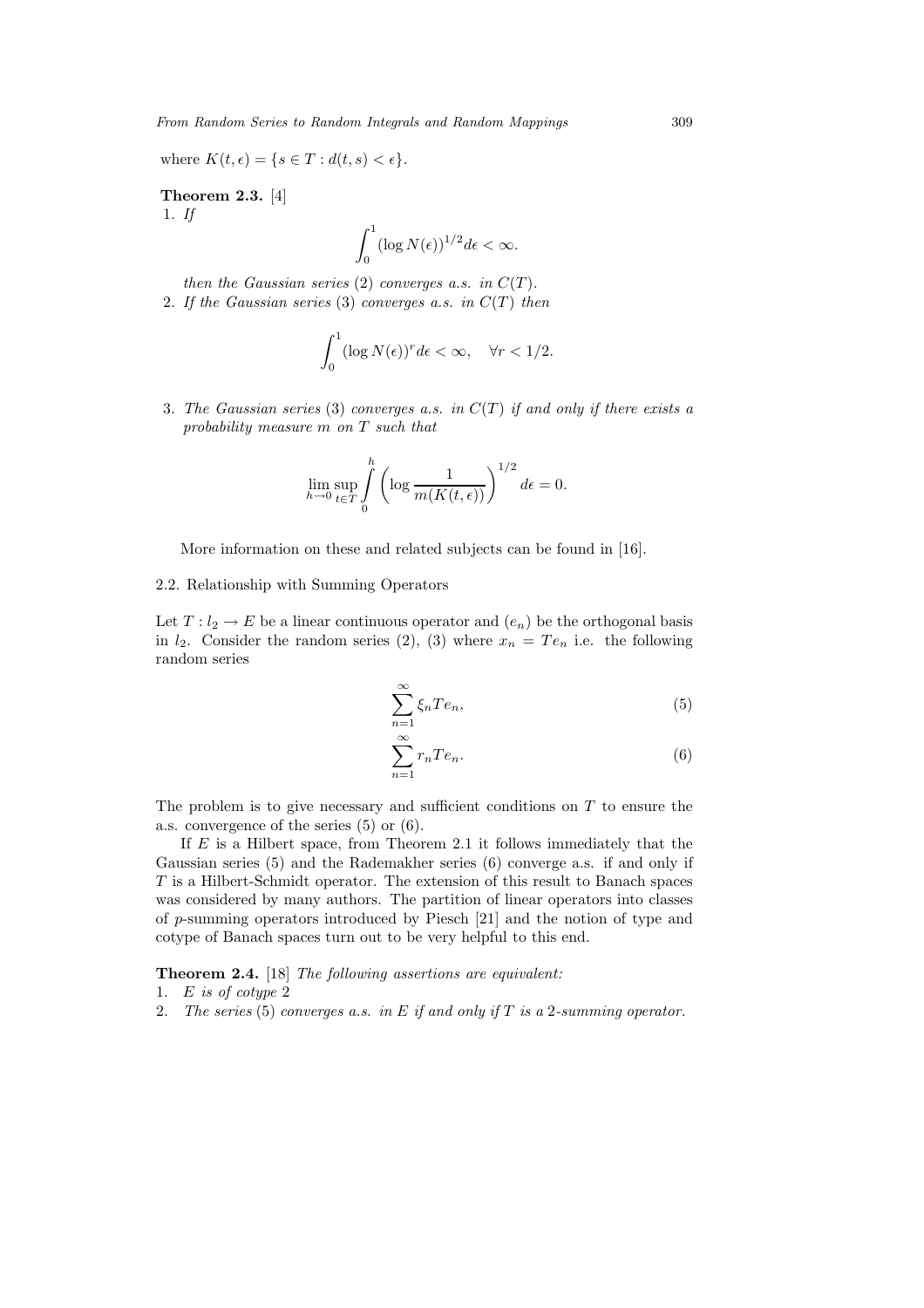where $K(t, \epsilon) = \{s \in T : d(t, s) < \epsilon\}$.

**Theorem 2.3.** [4]

1. *If*

$$\int_0^1 (\log N(\epsilon))^{1/2} d\epsilon < \infty.$$

*then the Gaussian series* (2) *converges a.s. in* $C(T)$.

2. *If the Gaussian series* (3) *converges a.s. in* $C(T)$ *then*

$$\int_0^1 (\log N(\epsilon))^r d\epsilon < \infty, \quad \forall r < 1/2.$$

3. *The Gaussian series* (3) *converges a.s. in* $C(T)$ *if and only if there exists a probability measure* $m$ *on* $T$ *such that*

$$\lim_{h \to 0} \sup_{t \in T} \int_0^h \left( \log \frac{1}{m(K(t, \epsilon))} \right)^{1/2} d\epsilon = 0.$$

More information on these and related subjects can be found in [16].

### 2.2. Relationship with Summing Operators

Let $T : l_2 \to E$ be a linear continuous operator and $(e_n)$ be the orthogonal basis in $l_2$. Consider the random series (2), (3) where $x_n = Te_n$ i.e. the following random series

$$\sum_{n=1}^{\infty} \xi_n T e_n, \tag{5}$$

$$\sum_{n=1}^{\infty} r_n T e_n. \tag{6}$$

The problem is to give necessary and sufficient conditions on $T$ to ensure the a.s. convergence of the series (5) or (6).

If $E$ is a Hilbert space, from Theorem 2.1 it follows immediately that the Gaussian series (5) and the Rademakher series (6) converge a.s. if and only if $T$ is a Hilbert-Schmidt operator. The extension of this result to Banach spaces was considered by many authors. The partition of linear operators into classes of $p$-summing operators introduced by Piesch [21] and the notion of type and cotype of Banach spaces turn out to be very helpful to this end.

**Theorem 2.4.** [18] *The following assertions are equivalent:*

1. $E$ *is of cotype* 2
2. *The series* (5) *converges a.s. in* $E$ *if and only if* $T$ *is a* 2*-summing operator.*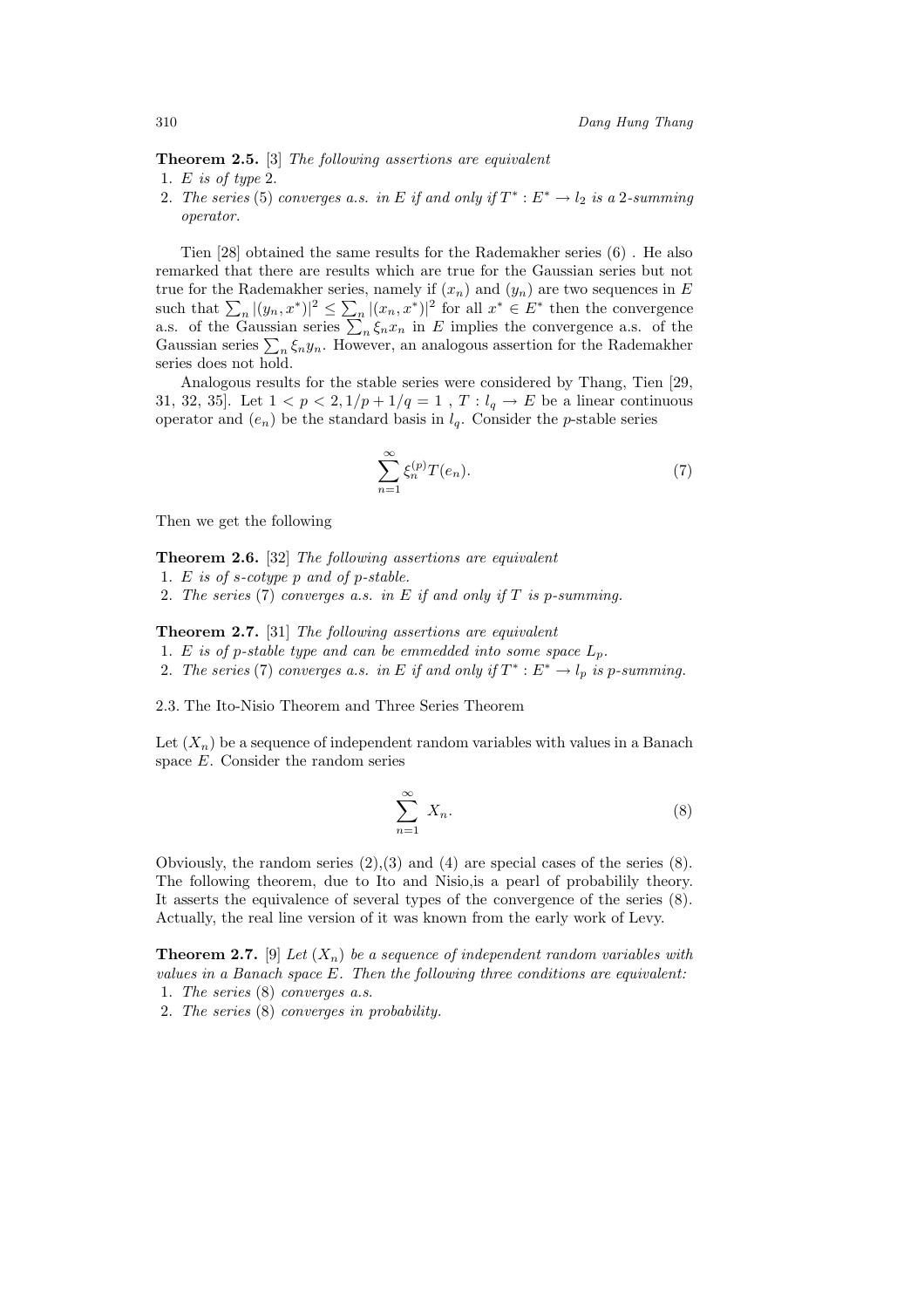**Theorem 2.5.** [3] *The following assertions are equivalent*

1. *$E$ is of type 2.*
2. *The series* (5) *converges a.s. in $E$ if and only if $T^* : E^* \to l_2$ is a 2-summing operator.*

Tien [28] obtained the same results for the Rademakher series (6) . He also remarked that there are results which are true for the Gaussian series but not true for the Rademakher series, namely if $(x_n)$ and $(y_n)$ are two sequences in $E$ such that $\sum_n |(y_n, x^*)|^2 \leq \sum_n |(x_n, x^*)|^2$ for all $x^* \in E^*$ then the convergence a.s. of the Gaussian series $\sum_n \xi_n x_n$ in $E$ implies the convergence a.s. of the Gaussian series $\sum_n \xi_n y_n$. However, an analogous assertion for the Rademakher series does not hold.

Analogous results for the stable series were considered by Thang, Tien [29, 31, 32, 35]. Let $1 < p < 2, 1/p + 1/q = 1$ , $T : l_q \to E$ be a linear continuous operator and $(e_n)$ be the standard basis in $l_q$. Consider the $p$-stable series

$$\sum_{n=1}^{\infty} \xi_n^{(p)} T(e_n). \tag{7}$$

Then we get the following

**Theorem 2.6.** [32] *The following assertions are equivalent*

1. *$E$ is of s-cotype $p$ and of $p$-stable.*
2. *The series* (7) *converges a.s. in $E$ if and only if $T$ is $p$-summing.*

**Theorem 2.7.** [31] *The following assertions are equivalent*

1. *$E$ is of $p$-stable type and can be emmedded into some space $L_p$.*
2. *The series* (7) *converges a.s. in $E$ if and only if $T^* : E^* \to l_p$ is $p$-summing.*

2.3. The Ito-Nisio Theorem and Three Series Theorem

Let $(X_n)$ be a sequence of independent random variables with values in a Banach space $E$. Consider the random series

$$\sum_{n=1}^{\infty} X_n. \tag{8}$$

Obviously, the random series (2),(3) and (4) are special cases of the series (8). The following theorem, due to Ito and Nisio,is a pearl of probabilily theory. It asserts the equivalence of several types of the convergence of the series (8). Actually, the real line version of it was known from the early work of Levy.

**Theorem 2.7.** [9] *Let $(X_n)$ be a sequence of independent random variables with values in a Banach space $E$. Then the following three conditions are equivalent:*

1. *The series* (8) *converges a.s.*
2. *The series* (8) *converges in probability.*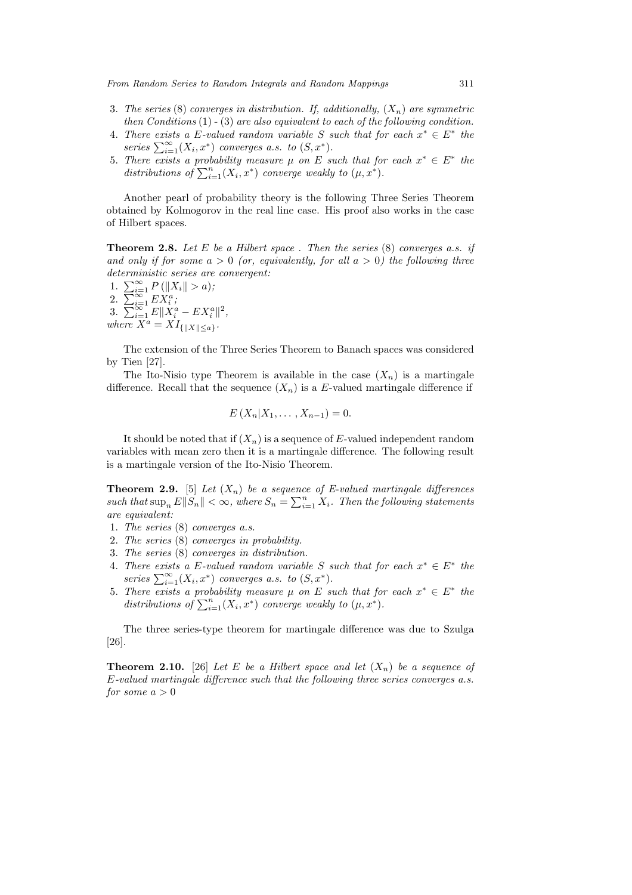3. *The series* (8) *converges in distribution. If, additionally,* $(X_n)$ *are symmetric then Conditions* (1) - (3) *are also equivalent to each of the following condition.*
4. *There exists a* $E$*-valued random variable* $S$ *such that for each* $x^* \in E^*$ *the series* $\sum_{i=1}^{\infty}(X_i, x^*)$ *converges a.s. to* $(S, x^*)$.
5. *There exists a probability measure* $\mu$ *on* $E$ *such that for each* $x^* \in E^*$ *the distributions of* $\sum_{i=1}^{n}(X_i, x^*)$ *converge weakly to* $(\mu, x^*)$.

Another pearl of probability theory is the following Three Series Theorem obtained by Kolmogorov in the real line case. His proof also works in the case of Hilbert spaces.

**Theorem 2.8.** *Let* $E$ *be a Hilbert space . Then the series* (8) *converges a.s. if and only if for some* $a > 0$ *(or, equivalently, for all* $a > 0$*) the following three deterministic series are convergent:*

1. $\sum_{i=1}^{\infty} P\left(\|X_i\| > a\right)$;
2. $\sum_{i=1}^{\infty} EX_i^a$;
3. $\sum_{i=1}^{\infty} E\|X_i^a - EX_i^a\|^2$,

*where* $X^a = XI_{\{\|X\| \leq a\}}$.

The extension of the Three Series Theorem to Banach spaces was considered by Tien [27].

The Ito-Nisio type Theorem is available in the case $(X_n)$ is a martingale difference. Recall that the sequence $(X_n)$ is a $E$-valued martingale difference if

$$E\left(X_n | X_1, \ldots, X_{n-1}\right) = 0.$$

It should be noted that if $(X_n)$ is a sequence of $E$-valued independent random variables with mean zero then it is a martingale difference. The following result is a martingale version of the Ito-Nisio Theorem.

**Theorem 2.9.** [5] *Let* $(X_n)$ *be a sequence of* $E$*-valued martingale differences such that* $\sup_n E\|S_n\| < \infty$*, where* $S_n = \sum_{i=1}^{n} X_i$*. Then the following statements are equivalent:*

1. *The series* (8) *converges a.s.*
2. *The series* (8) *converges in probability.*
3. *The series* (8) *converges in distribution.*
4. *There exists a* $E$*-valued random variable* $S$ *such that for each* $x^* \in E^*$ *the series* $\sum_{i=1}^{\infty}(X_i, x^*)$ *converges a.s. to* $(S, x^*)$.
5. *There exists a probability measure* $\mu$ *on* $E$ *such that for each* $x^* \in E^*$ *the distributions of* $\sum_{i=1}^{n}(X_i, x^*)$ *converge weakly to* $(\mu, x^*)$.

The three series-type theorem for martingale difference was due to Szulga [26].

**Theorem 2.10.** [26] *Let* $E$ *be a Hilbert space and let* $(X_n)$ *be a sequence of* $E$*-valued martingale difference such that the following three series converges a.s. for some* $a > 0$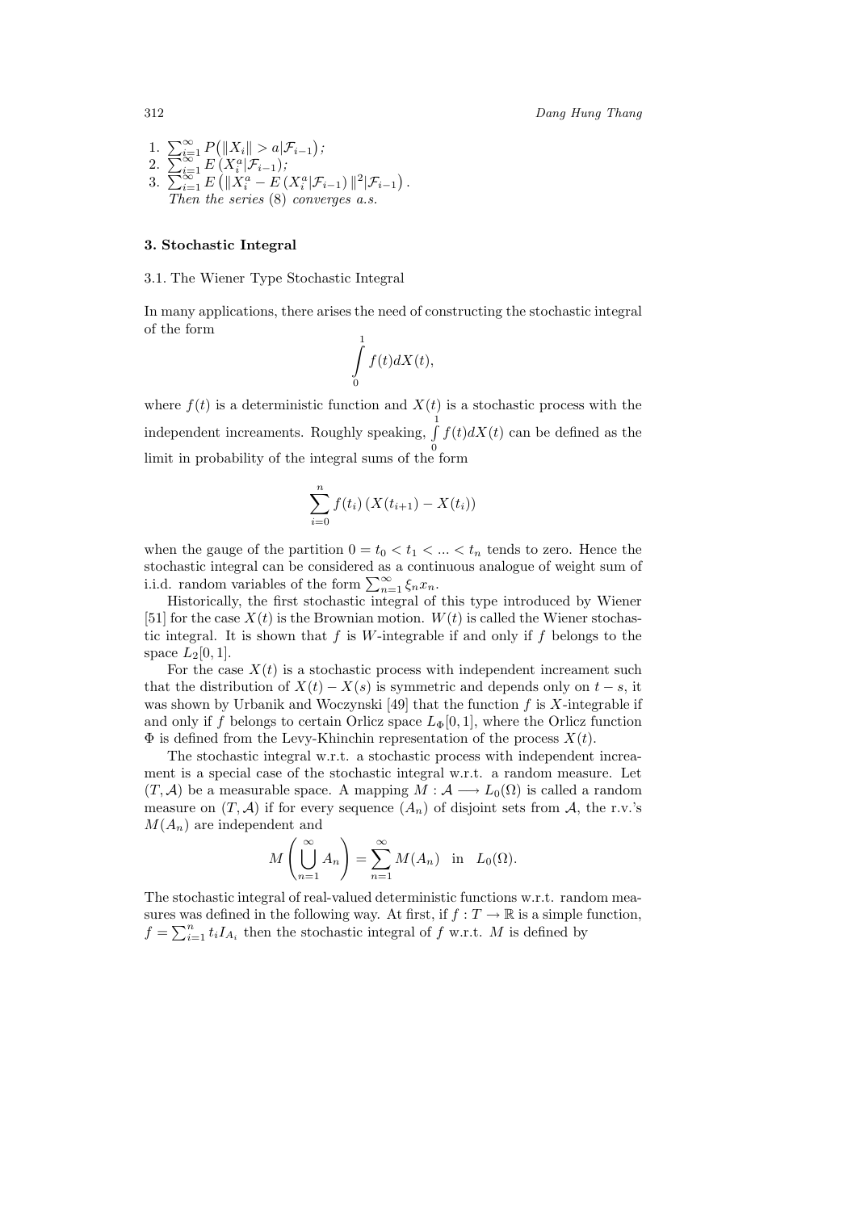1. $\sum_{i=1}^{\infty} P\big(\|X_i\| > a|\mathcal{F}_{i-1}\big)$;
2. $\sum_{i=1}^{\infty} E\left(X_i^a|\mathcal{F}_{i-1}\right)$;
3. $\sum_{i=1}^{\infty} E\left(\|X_i^a - E\left(X_i^a|\mathcal{F}_{i-1}\right)\|^2|\mathcal{F}_{i-1}\right)$.

*Then the series* (8) *converges a.s.*

## 3. Stochastic Integral

### 3.1. The Wiener Type Stochastic Integral

In many applications, there arises the need of constructing the stochastic integral of the form

$$\int_0^1 f(t)dX(t),$$

where $f(t)$ is a deterministic function and $X(t)$ is a stochastic process with the independent increaments. Roughly speaking, $\int_0^1 f(t)dX(t)$ can be defined as the limit in probability of the integral sums of the form

$$\sum_{i=0}^{n} f(t_i)\left(X(t_{i+1}) - X(t_i)\right)$$

when the gauge of the partition $0 = t_0 < t_1 < ... < t_n$ tends to zero. Hence the stochastic integral can be considered as a continuous analogue of weight sum of i.i.d. random variables of the form $\sum_{n=1}^{\infty} \xi_n x_n$.

Historically, the first stochastic integral of this type introduced by Wiener [51] for the case $X(t)$ is the Brownian motion. $W(t)$ is called the Wiener stochastic integral. It is shown that $f$ is $W$-integrable if and only if $f$ belongs to the space $L_2[0,1]$.

For the case $X(t)$ is a stochastic process with independent increament such that the distribution of $X(t) - X(s)$ is symmetric and depends only on $t - s$, it was shown by Urbanik and Woczynski [49] that the function $f$ is $X$-integrable if and only if $f$ belongs to certain Orlicz space $L_\Phi[0,1]$, where the Orlicz function $\Phi$ is defined from the Levy-Khinchin representation of the process $X(t)$.

The stochastic integral w.r.t. a stochastic process with independent increament is a special case of the stochastic integral w.r.t. a random measure. Let $(T, \mathcal{A})$ be a measurable space. A mapping $M : \mathcal{A} \longrightarrow L_0(\Omega)$ is called a random measure on $(T, \mathcal{A})$ if for every sequence $(A_n)$ of disjoint sets from $\mathcal{A}$, the r.v.'s $M(A_n)$ are independent and

$$M\left(\bigcup_{n=1}^{\infty} A_n\right) = \sum_{n=1}^{\infty} M(A_n) \quad \text{in} \quad L_0(\Omega).$$

The stochastic integral of real-valued deterministic functions w.r.t. random measures was defined in the following way. At first, if $f : T \to \mathbb{R}$ is a simple function, $f = \sum_{i=1}^{n} t_i I_{A_i}$ then the stochastic integral of $f$ w.r.t. $M$ is defined by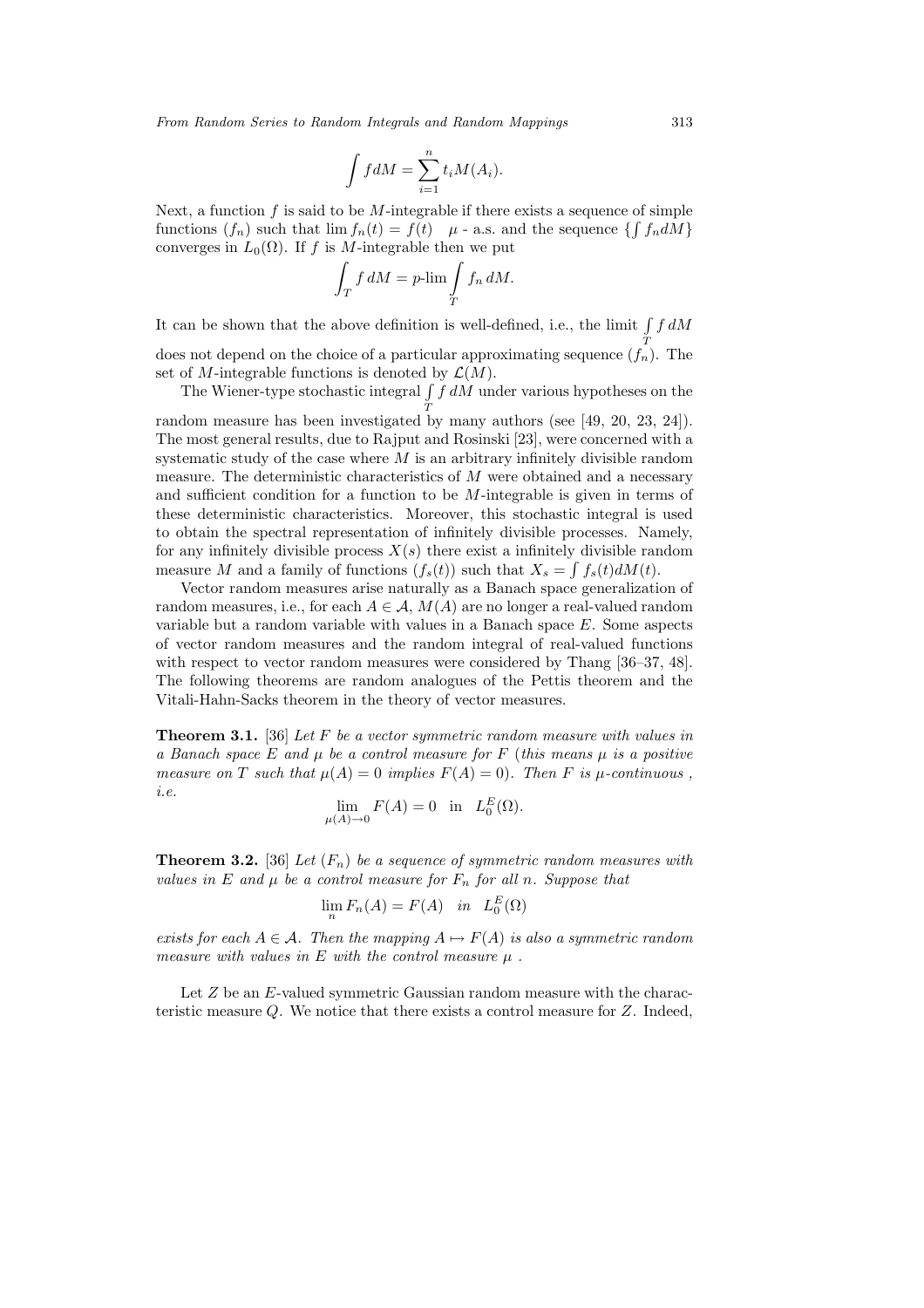$$\int f dM = \sum_{i=1}^{n} t_i M(A_i).$$

Next, a function $f$ is said to be $M$-integrable if there exists a sequence of simple functions $(f_n)$ such that $\lim f_n(t) = f(t)$ $\mu$ - a.s. and the sequence $\{\int f_n dM\}$ converges in $L_0(\Omega)$. If $f$ is $M$-integrable then we put

$$\int_T f\, dM = p\text{-}\lim \int_T f_n\, dM.$$

It can be shown that the above definition is well-defined, i.e., the limit $\int_T f\, dM$ does not depend on the choice of a particular approximating sequence $(f_n)$. The set of $M$-integrable functions is denoted by $\mathcal{L}(M)$.

The Wiener-type stochastic integral $\int_T f\, dM$ under various hypotheses on the random measure has been investigated by many authors (see [49, 20, 23, 24]). The most general results, due to Rajput and Rosinski [23], were concerned with a systematic study of the case where $M$ is an arbitrary infinitely divisible random measure. The deterministic characteristics of $M$ were obtained and a necessary and sufficient condition for a function to be $M$-integrable is given in terms of these deterministic characteristics. Moreover, this stochastic integral is used to obtain the spectral representation of infinitely divisible processes. Namely, for any infinitely divisible process $X(s)$ there exist a infinitely divisible random measure $M$ and a family of functions $(f_s(t))$ such that $X_s = \int f_s(t) dM(t)$.

Vector random measures arise naturally as a Banach space generalization of random measures, i.e., for each $A \in \mathcal{A}$, $M(A)$ are no longer a real-valued random variable but a random variable with values in a Banach space $E$. Some aspects of vector random measures and the random integral of real-valued functions with respect to vector random measures were considered by Thang [36–37, 48]. The following theorems are random analogues of the Pettis theorem and the Vitali-Hahn-Sacks theorem in the theory of vector measures.

**Theorem 3.1.** [36] *Let $F$ be a vector symmetric random measure with values in a Banach space $E$ and $\mu$ be a control measure for $F$ (this means $\mu$ is a positive measure on $T$ such that $\mu(A) = 0$ implies $F(A) = 0$). Then $F$ is $\mu$-continuous , i.e.*

$$\lim_{\mu(A)\to 0} F(A) = 0 \quad \text{in} \quad L_0^E(\Omega).$$

**Theorem 3.2.** [36] *Let $(F_n)$ be a sequence of symmetric random measures with values in $E$ and $\mu$ be a control measure for $F_n$ for all $n$. Suppose that*

$$\lim_n F_n(A) = F(A) \quad \text{in} \quad L_0^E(\Omega)$$

*exists for each $A \in \mathcal{A}$. Then the mapping $A \mapsto F(A)$ is also a symmetric random measure with values in $E$ with the control measure $\mu$ .*

Let $Z$ be an $E$-valued symmetric Gaussian random measure with the characteristic measure $Q$. We notice that there exists a control measure for $Z$. Indeed,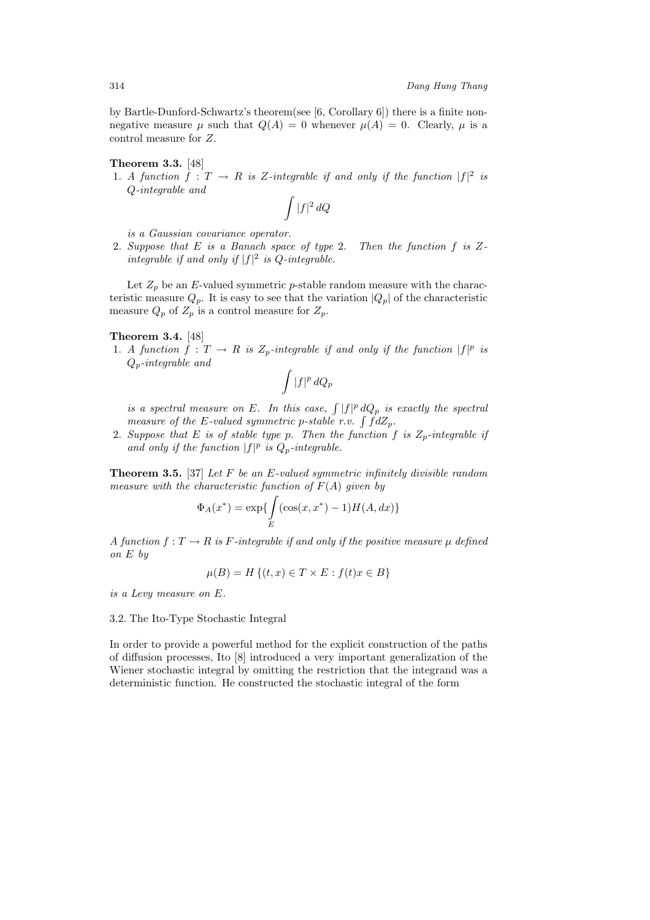by Bartle-Dunford-Schwartz's theorem(see [6, Corollary 6]) there is a finite non-negative measure $\mu$ such that $Q(A) = 0$ whenever $\mu(A) = 0$. Clearly, $\mu$ is a control measure for $Z$.

**Theorem 3.3.** [48]

1. *A function $f : T \to R$ is $Z$-integrable if and only if the function $|f|^2$ is $Q$-integrable and*
$$\int |f|^2 \, dQ$$
*is a Gaussian covariance operator.*
2. *Suppose that $E$ is a Banach space of type 2. Then the function $f$ is $Z$-integrable if and only if $|f|^2$ is $Q$-integrable.*

Let $Z_p$ be an $E$-valued symmetric $p$-stable random measure with the characteristic measure $Q_p$. It is easy to see that the variation $|Q_p|$ of the characteristic measure $Q_p$ of $Z_p$ is a control measure for $Z_p$.

**Theorem 3.4.** [48]

1. *A function $f : T \to R$ is $Z_p$-integrable if and only if the function $|f|^p$ is $Q_p$-integrable and*
$$\int |f|^p \, dQ_p$$
*is a spectral measure on $E$. In this case, $\int |f|^p \, dQ_p$ is exactly the spectral measure of the $E$-valued symmetric $p$-stable r.v. $\int f dZ_p$.*
2. *Suppose that $E$ is of stable type $p$. Then the function $f$ is $Z_p$-integrable if and only if the function $|f|^p$ is $Q_p$-integrable.*

**Theorem 3.5.** [37] *Let $F$ be an $E$-valued symmetric infinitely divisible random measure with the characteristic function of $F(A)$ given by*

$$\Phi_A(x^*) = \exp\{\int_E (\cos(x, x^*) - 1) H(A, dx)\}$$

*A function $f : T \to R$ is $F$-integrable if and only if the positive measure $\mu$ defined on $E$ by*

$$\mu(B) = H\{(t, x) \in T \times E : f(t)x \in B\}$$

*is a Levy measure on $E$.*

3.2. The Ito-Type Stochastic Integral

In order to provide a powerful method for the explicit construction of the paths of diffusion processes, Ito [8] introduced a very important generalization of the Wiener stochastic integral by omitting the restriction that the integrand was a deterministic function. He constructed the stochastic integral of the form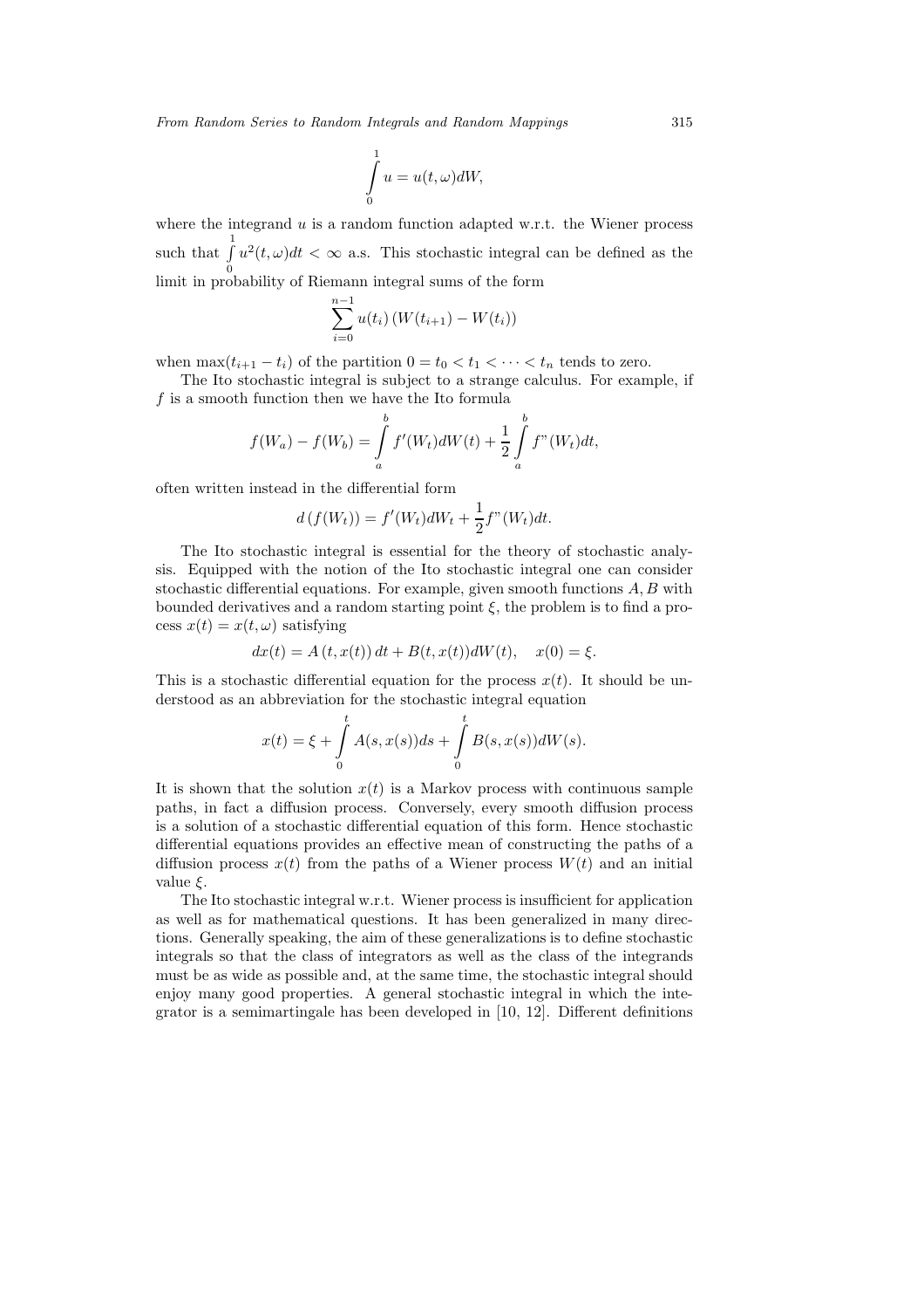$$\int_0^1 u = u(t,\omega)dW,$$

where the integrand $u$ is a random function adapted w.r.t. the Wiener process such that $\int_0^1 u^2(t,\omega)dt < \infty$ a.s. This stochastic integral can be defined as the limit in probability of Riemann integral sums of the form

$$\sum_{i=0}^{n-1} u(t_i)\left(W(t_{i+1}) - W(t_i)\right)$$

when $\max(t_{i+1} - t_i)$ of the partition $0 = t_0 < t_1 < \cdots < t_n$ tends to zero.

The Ito stochastic integral is subject to a strange calculus. For example, if $f$ is a smooth function then we have the Ito formula

$$f(W_a) - f(W_b) = \int_a^b f'(W_t)dW(t) + \frac{1}{2}\int_a^b f''(W_t)dt,$$

often written instead in the differential form

$$d\left(f(W_t)\right) = f'(W_t)dW_t + \frac{1}{2}f''(W_t)dt.$$

The Ito stochastic integral is essential for the theory of stochastic analysis. Equipped with the notion of the Ito stochastic integral one can consider stochastic differential equations. For example, given smooth functions $A, B$ with bounded derivatives and a random starting point $\xi$, the problem is to find a process $x(t) = x(t,\omega)$ satisfying

$$dx(t) = A\left(t, x(t)\right)dt + B(t, x(t))dW(t), \quad x(0) = \xi.$$

This is a stochastic differential equation for the process $x(t)$. It should be understood as an abbreviation for the stochastic integral equation

$$x(t) = \xi + \int_0^t A(s, x(s))ds + \int_0^t B(s, x(s))dW(s).$$

It is shown that the solution $x(t)$ is a Markov process with continuous sample paths, in fact a diffusion process. Conversely, every smooth diffusion process is a solution of a stochastic differential equation of this form. Hence stochastic differential equations provides an effective mean of constructing the paths of a diffusion process $x(t)$ from the paths of a Wiener process $W(t)$ and an initial value $\xi$.

The Ito stochastic integral w.r.t. Wiener process is insufficient for application as well as for mathematical questions. It has been generalized in many directions. Generally speaking, the aim of these generalizations is to define stochastic integrals so that the class of integrators as well as the class of the integrands must be as wide as possible and, at the same time, the stochastic integral should enjoy many good properties. A general stochastic integral in which the integrator is a semimartingale has been developed in [10, 12]. Different definitions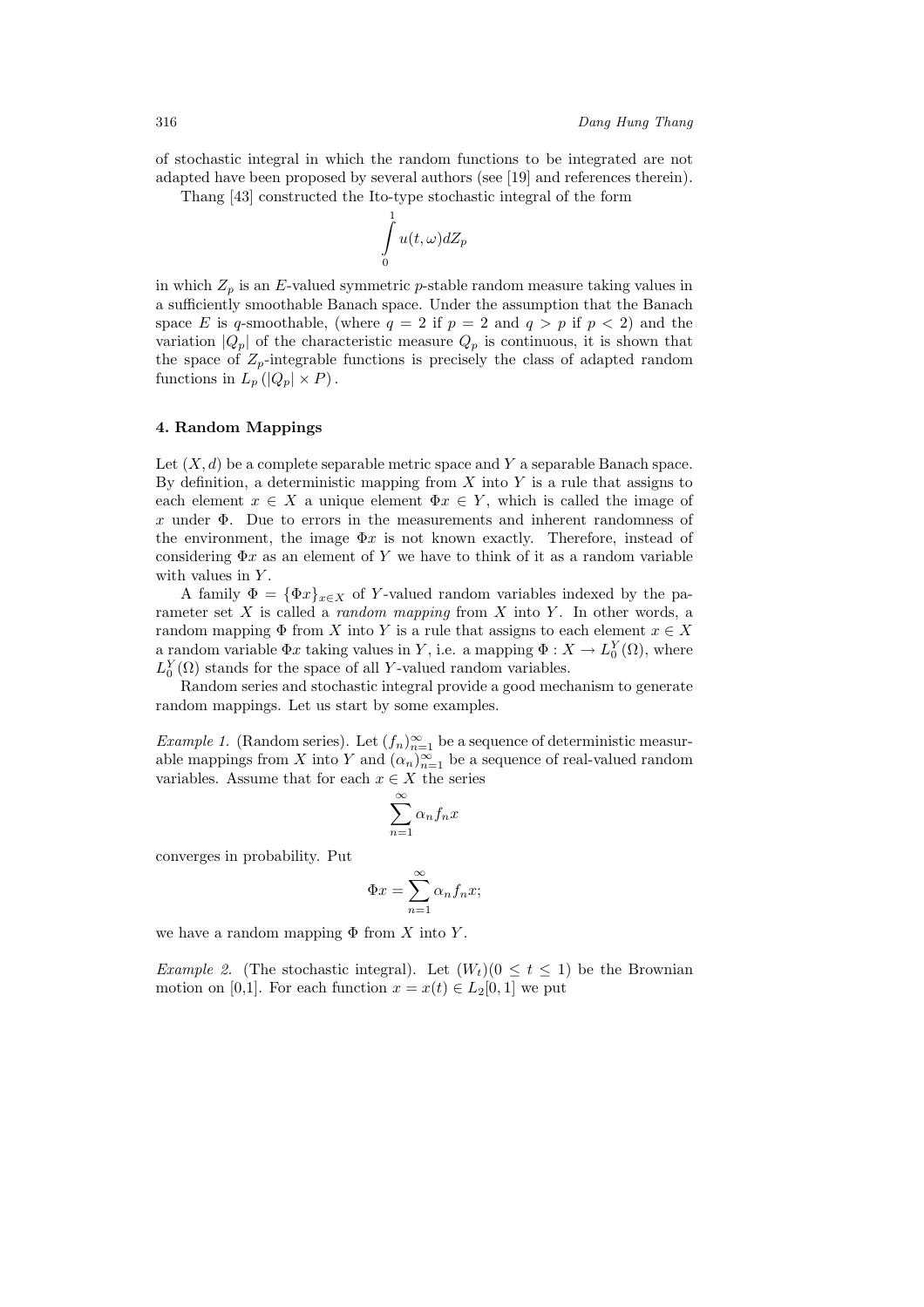of stochastic integral in which the random functions to be integrated are not adapted have been proposed by several authors (see [19] and references therein).

Thang [43] constructed the Ito-type stochastic integral of the form

$$\int_0^1 u(t,\omega)dZ_p$$

in which $Z_p$ is an $E$-valued symmetric $p$-stable random measure taking values in a sufficiently smoothable Banach space. Under the assumption that the Banach space $E$ is $q$-smoothable, (where $q = 2$ if $p = 2$ and $q > p$ if $p < 2$) and the variation $|Q_p|$ of the characteristic measure $Q_p$ is continuous, it is shown that the space of $Z_p$-integrable functions is precisely the class of adapted random functions in $L_p\left(|Q_p| \times P\right)$.

## 4. Random Mappings

Let $(X, d)$ be a complete separable metric space and $Y$ a separable Banach space. By definition, a deterministic mapping from $X$ into $Y$ is a rule that assigns to each element $x \in X$ a unique element $\Phi x \in Y$, which is called the image of $x$ under $\Phi$. Due to errors in the measurements and inherent randomness of the environment, the image $\Phi x$ is not known exactly. Therefore, instead of considering $\Phi x$ as an element of $Y$ we have to think of it as a random variable with values in $Y$.

A family $\Phi = \{\Phi x\}_{x\in X}$ of $Y$-valued random variables indexed by the parameter set $X$ is called a *random mapping* from $X$ into $Y$. In other words, a random mapping $\Phi$ from $X$ into $Y$ is a rule that assigns to each element $x \in X$ a random variable $\Phi x$ taking values in $Y$, i.e. a mapping $\Phi : X \to L_0^Y(\Omega)$, where $L_0^Y(\Omega)$ stands for the space of all $Y$-valued random variables.

Random series and stochastic integral provide a good mechanism to generate random mappings. Let us start by some examples.

*Example 1.* (Random series). Let $(f_n)_{n=1}^\infty$ be a sequence of deterministic measurable mappings from $X$ into $Y$ and $(\alpha_n)_{n=1}^\infty$ be a sequence of real-valued random variables. Assume that for each $x \in X$ the series

$$\sum_{n=1}^\infty \alpha_n f_n x$$

converges in probability. Put

$$\Phi x = \sum_{n=1}^\infty \alpha_n f_n x;$$

we have a random mapping $\Phi$ from $X$ into $Y$.

*Example 2.* (The stochastic integral). Let $(W_t)(0 \le t \le 1)$ be the Brownian motion on [0,1]. For each function $x = x(t) \in L_2[0,1]$ we put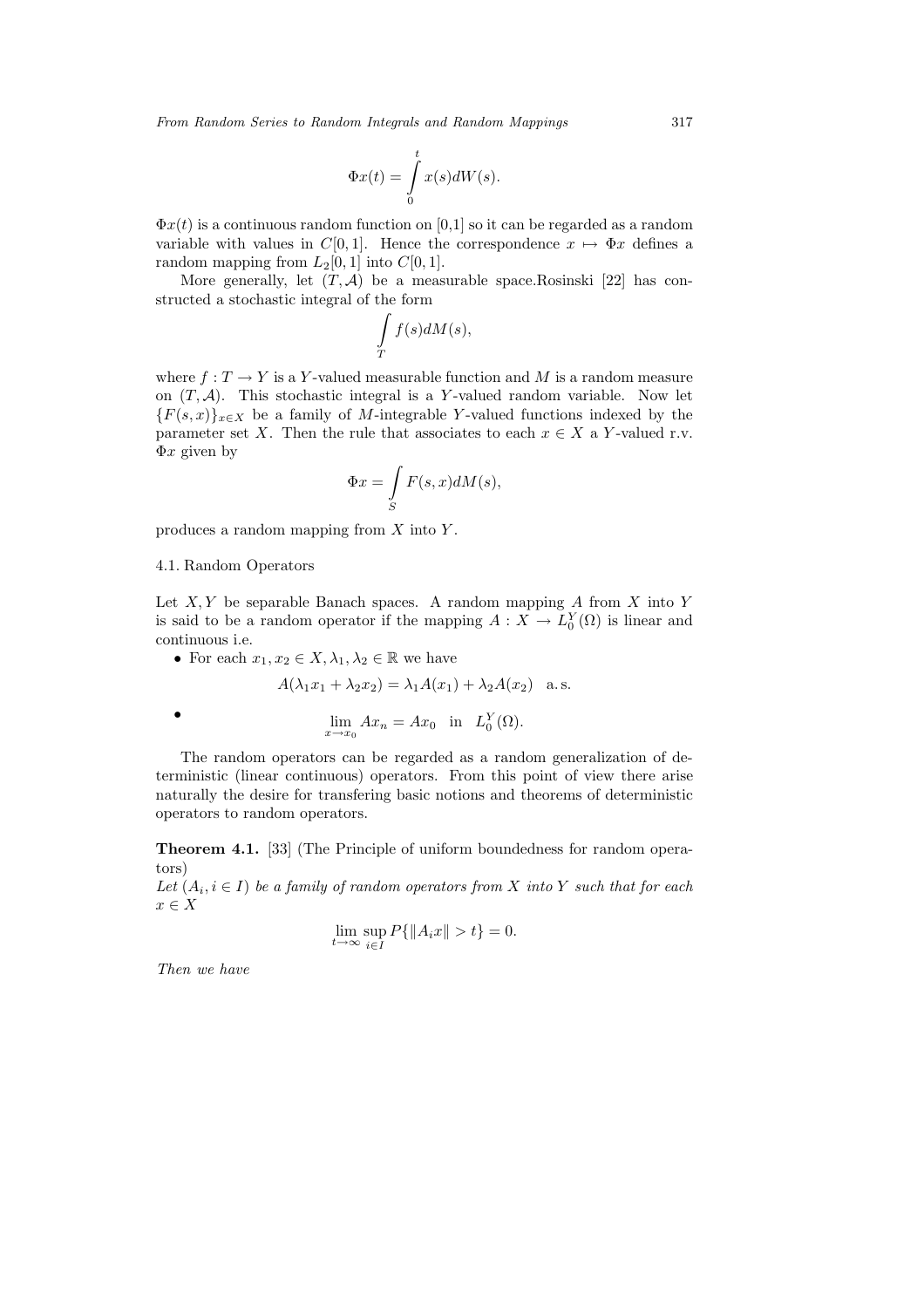$$\Phi x(t) = \int_0^t x(s)dW(s).$$

$\Phi x(t)$ is a continuous random function on [0,1] so it can be regarded as a random variable with values in $C[0,1]$. Hence the correspondence $x \mapsto \Phi x$ defines a random mapping from $L_2[0,1]$ into $C[0,1]$.

More generally, let $(T, \mathcal{A})$ be a measurable space.Rosinski [22] has constructed a stochastic integral of the form

$$\int_T f(s)dM(s),$$

where $f : T \to Y$ is a $Y$-valued measurable function and $M$ is a random measure on $(T, \mathcal{A})$. This stochastic integral is a $Y$-valued random variable. Now let $\{F(s,x)\}_{x \in X}$ be a family of $M$-integrable $Y$-valued functions indexed by the parameter set $X$. Then the rule that associates to each $x \in X$ a $Y$-valued r.v. $\Phi x$ given by

$$\Phi x = \int_S F(s,x)dM(s),$$

produces a random mapping from $X$ into $Y$.

### 4.1. Random Operators

Let $X, Y$ be separable Banach spaces. A random mapping $A$ from $X$ into $Y$ is said to be a random operator if the mapping $A : X \to L_0^Y(\Omega)$ is linear and continuous i.e.

- For each $x_1, x_2 \in X, \lambda_1, \lambda_2 \in \mathbb{R}$ we have
$$A(\lambda_1 x_1 + \lambda_2 x_2) = \lambda_1 A(x_1) + \lambda_2 A(x_2) \quad \text{a. s.}$$
- $$\lim_{x \to x_0} Ax_n = Ax_0 \quad \text{in} \quad L_0^Y(\Omega).$$

The random operators can be regarded as a random generalization of deterministic (linear continuous) operators. From this point of view there arise naturally the desire for transfering basic notions and theorems of deterministic operators to random operators.

**Theorem 4.1.** [33] (The Principle of uniform boundedness for random operators)
*Let $(A_i, i \in I)$ be a family of random operators from $X$ into $Y$ such that for each $x \in X$*

$$\lim_{t \to \infty} \sup_{i \in I} P\{\|A_i x\| > t\} = 0.$$

*Then we have*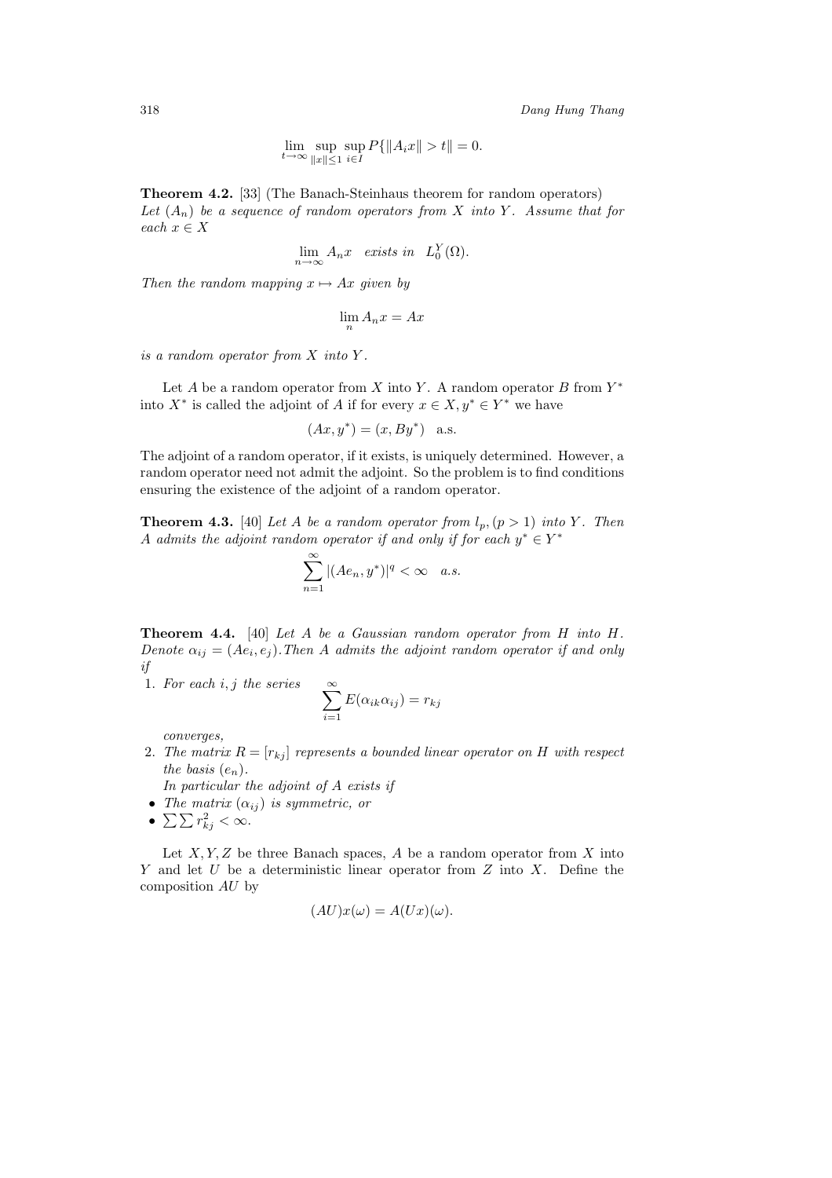$$\lim_{t\to\infty} \sup_{\|x\|\le 1} \sup_{i\in I} P\{\|A_i x\| > t\| = 0.$$

**Theorem 4.2.** [33] (The Banach-Steinhaus theorem for random operators) *Let $(A_n)$ be a sequence of random operators from $X$ into $Y$. Assume that for each $x \in X$*

$$\lim_{n\to\infty} A_n x \quad \text{exists in} \quad L_0^Y(\Omega).$$

*Then the random mapping $x \mapsto Ax$ given by*

$$\lim_n A_n x = Ax$$

*is a random operator from $X$ into $Y$.*

Let $A$ be a random operator from $X$ into $Y$. A random operator $B$ from $Y^*$ into $X^*$ is called the adjoint of $A$ if for every $x \in X, y^* \in Y^*$ we have

$$(Ax, y^*) = (x, By^*) \quad \text{a.s.}$$

The adjoint of a random operator, if it exists, is uniquely determined. However, a random operator need not admit the adjoint. So the problem is to find conditions ensuring the existence of the adjoint of a random operator.

**Theorem 4.3.** [40] *Let $A$ be a random operator from $l_p, (p > 1)$ into $Y$. Then $A$ admits the adjoint random operator if and only if for each $y^* \in Y^*$*

$$\sum_{n=1}^{\infty} |(Ae_n, y^*)|^q < \infty \quad a.s.$$

**Theorem 4.4.** [40] *Let $A$ be a Gaussian random operator from $H$ into $H$. Denote $\alpha_{ij} = (Ae_i, e_j)$. Then $A$ admits the adjoint random operator if and only if*

1. *For each $i, j$ the series* $$\sum_{i=1}^{\infty} E(\alpha_{ik}\alpha_{ij}) = r_{kj}$$ *converges,*
2. *The matrix $R = [r_{kj}]$ represents a bounded linear operator on $H$ with respect the basis $(e_n)$.*

*In particular the adjoint of $A$ exists if*

- *The matrix $(\alpha_{ij})$ is symmetric, or*
- $\sum\sum r_{kj}^2 < \infty$.

Let $X, Y, Z$ be three Banach spaces, $A$ be a random operator from $X$ into $Y$ and let $U$ be a deterministic linear operator from $Z$ into $X$. Define the composition $AU$ by

$$(AU)x(\omega) = A(Ux)(\omega).$$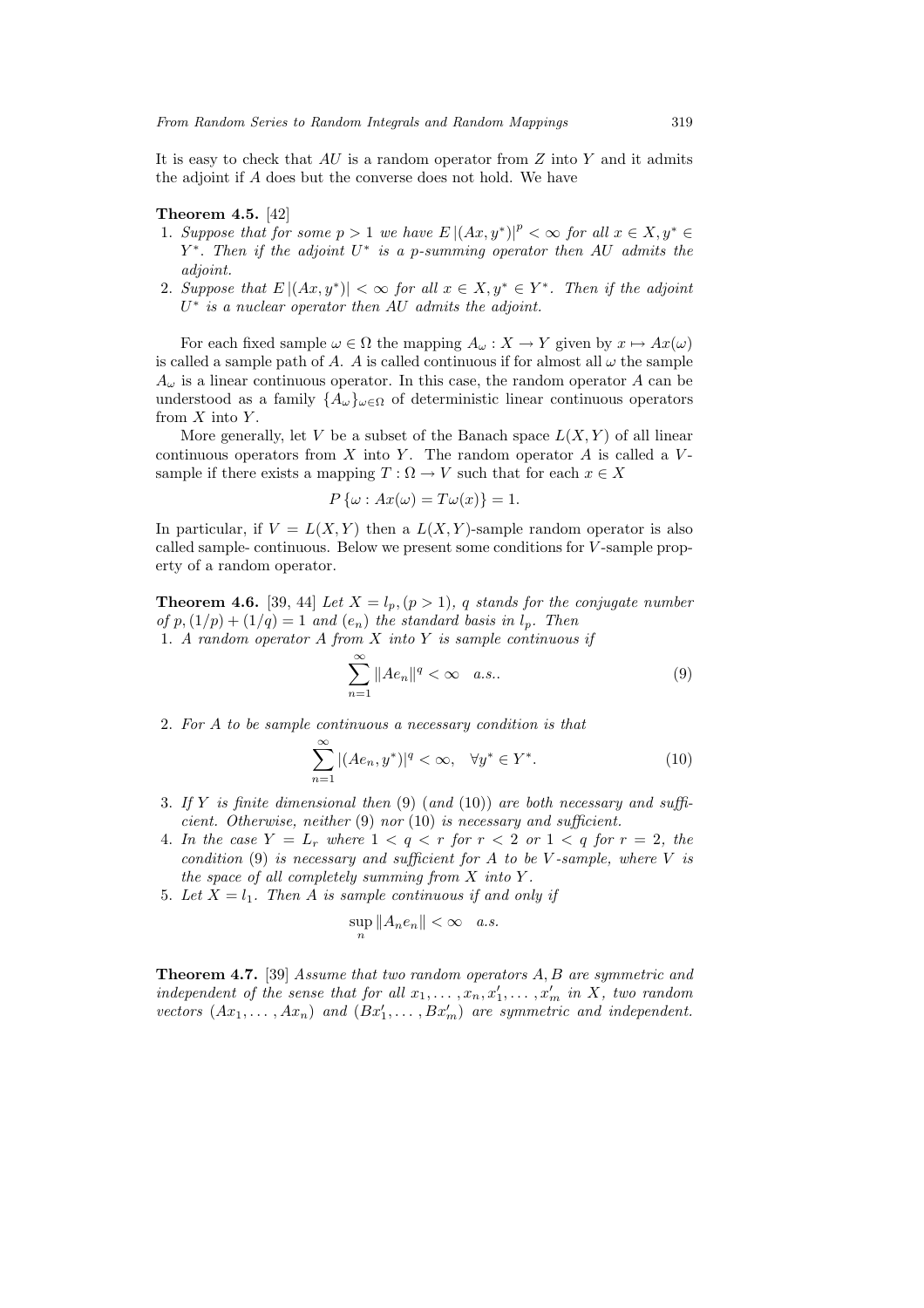It is easy to check that $AU$ is a random operator from $Z$ into $Y$ and it admits the adjoint if $A$ does but the converse does not hold. We have

**Theorem 4.5.** [42]

1. *Suppose that for some $p > 1$ we have $E\,|(Ax, y^*)|^p < \infty$ for all $x \in X, y^* \in Y^*$. Then if the adjoint $U^*$ is a $p$-summing operator then $AU$ admits the adjoint.*
2. *Suppose that $E\,|(Ax, y^*)| < \infty$ for all $x \in X, y^* \in Y^*$. Then if the adjoint $U^*$ is a nuclear operator then $AU$ admits the adjoint.*

For each fixed sample $\omega \in \Omega$ the mapping $A_\omega : X \to Y$ given by $x \mapsto Ax(\omega)$ is called a sample path of $A$. $A$ is called continuous if for almost all $\omega$ the sample $A_\omega$ is a linear continuous operator. In this case, the random operator $A$ can be understood as a family $\{A_\omega\}_{\omega\in\Omega}$ of deterministic linear continuous operators from $X$ into $Y$.

More generally, let $V$ be a subset of the Banach space $L(X, Y)$ of all linear continuous operators from $X$ into $Y$. The random operator $A$ is called a $V$-sample if there exists a mapping $T : \Omega \to V$ such that for each $x \in X$

$$P\{\omega : Ax(\omega) = T\omega(x)\} = 1.$$

In particular, if $V = L(X, Y)$ then a $L(X, Y)$-sample random operator is also called sample- continuous. Below we present some conditions for $V$-sample property of a random operator.

**Theorem 4.6.** [39, 44] *Let $X = l_p, (p > 1)$, $q$ stands for the conjugate number of $p, (1/p) + (1/q) = 1$ and $(e_n)$ the standard basis in $l_p$. Then*

1. *A random operator $A$ from $X$ into $Y$ is sample continuous if*
$$\sum_{n=1}^{\infty} \|Ae_n\|^q < \infty \quad a.s.. \tag{9}$$
2. *For $A$ to be sample continuous a necessary condition is that*
$$\sum_{n=1}^{\infty} |(Ae_n, y^*)|^q < \infty, \quad \forall y^* \in Y^*. \tag{10}$$
3. *If $Y$ is finite dimensional then* (9) (*and* (10)) *are both necessary and sufficient. Otherwise, neither* (9) *nor* (10) *is necessary and sufficient.*
4. *In the case $Y = L_r$ where $1 < q < r$ for $r < 2$ or $1 < q$ for $r = 2$, the condition* (9) *is necessary and sufficient for $A$ to be $V$-sample, where $V$ is the space of all completely summing from $X$ into $Y$.*
5. *Let $X = l_1$. Then $A$ is sample continuous if and only if*
$$\sup_n \|A_n e_n\| < \infty \quad a.s.$$

**Theorem 4.7.** [39] *Assume that two random operators $A, B$ are symmetric and independent of the sense that for all $x_1, \ldots, x_n, x'_1, \ldots, x'_m$ in $X$, two random vectors $(Ax_1, \ldots, Ax_n)$ and $(Bx'_1, \ldots, Bx'_m)$ are symmetric and independent.*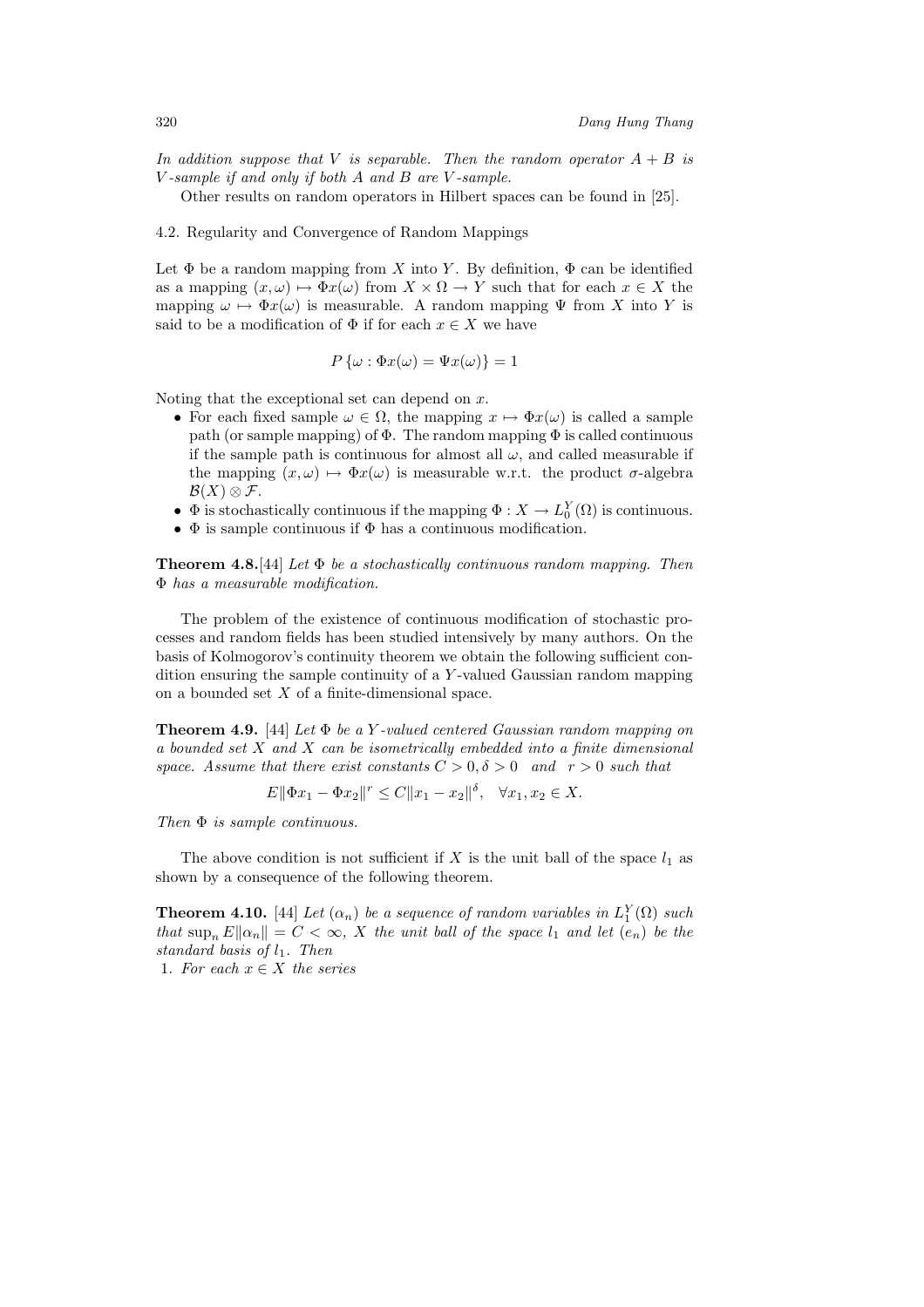*In addition suppose that $V$ is separable. Then the random operator $A + B$ is $V$-sample if and only if both $A$ and $B$ are $V$-sample.*

Other results on random operators in Hilbert spaces can be found in [25].

### 4.2. Regularity and Convergence of Random Mappings

Let $\Phi$ be a random mapping from $X$ into $Y$. By definition, $\Phi$ can be identified as a mapping $(x, \omega) \mapsto \Phi x(\omega)$ from $X \times \Omega \to Y$ such that for each $x \in X$ the mapping $\omega \mapsto \Phi x(\omega)$ is measurable. A random mapping $\Psi$ from $X$ into $Y$ is said to be a modification of $\Phi$ if for each $x \in X$ we have

$$P\{\omega : \Phi x(\omega) = \Psi x(\omega)\} = 1$$

Noting that the exceptional set can depend on $x$.

- For each fixed sample $\omega \in \Omega$, the mapping $x \mapsto \Phi x(\omega)$ is called a sample path (or sample mapping) of $\Phi$. The random mapping $\Phi$ is called continuous if the sample path is continuous for almost all $\omega$, and called measurable if the mapping $(x, \omega) \mapsto \Phi x(\omega)$ is measurable w.r.t. the product $\sigma$-algebra $\mathcal{B}(X) \otimes \mathcal{F}$.
- $\Phi$ is stochastically continuous if the mapping $\Phi : X \to L_0^Y(\Omega)$ is continuous.
- $\Phi$ is sample continuous if $\Phi$ has a continuous modification.

**Theorem 4.8.**[44] *Let $\Phi$ be a stochastically continuous random mapping. Then $\Phi$ has a measurable modification.*

The problem of the existence of continuous modification of stochastic processes and random fields has been studied intensively by many authors. On the basis of Kolmogorov's continuity theorem we obtain the following sufficient condition ensuring the sample continuity of a $Y$-valued Gaussian random mapping on a bounded set $X$ of a finite-dimensional space.

**Theorem 4.9.** [44] *Let $\Phi$ be a $Y$-valued centered Gaussian random mapping on a bounded set $X$ and $X$ can be isometrically embedded into a finite dimensional space. Assume that there exist constants $C > 0, \delta > 0$ and $r > 0$ such that*

$$E\|\Phi x_1 - \Phi x_2\|^r \leq C\|x_1 - x_2\|^\delta, \quad \forall x_1, x_2 \in X.$$

*Then $\Phi$ is sample continuous.*

The above condition is not sufficient if $X$ is the unit ball of the space $l_1$ as shown by a consequence of the following theorem.

**Theorem 4.10.** [44] *Let $(\alpha_n)$ be a sequence of random variables in $L_1^Y(\Omega)$ such that $\sup_n E\|\alpha_n\| = C < \infty$, $X$ the unit ball of the space $l_1$ and let $(e_n)$ be the standard basis of $l_1$. Then*

1. *For each $x \in X$ the series*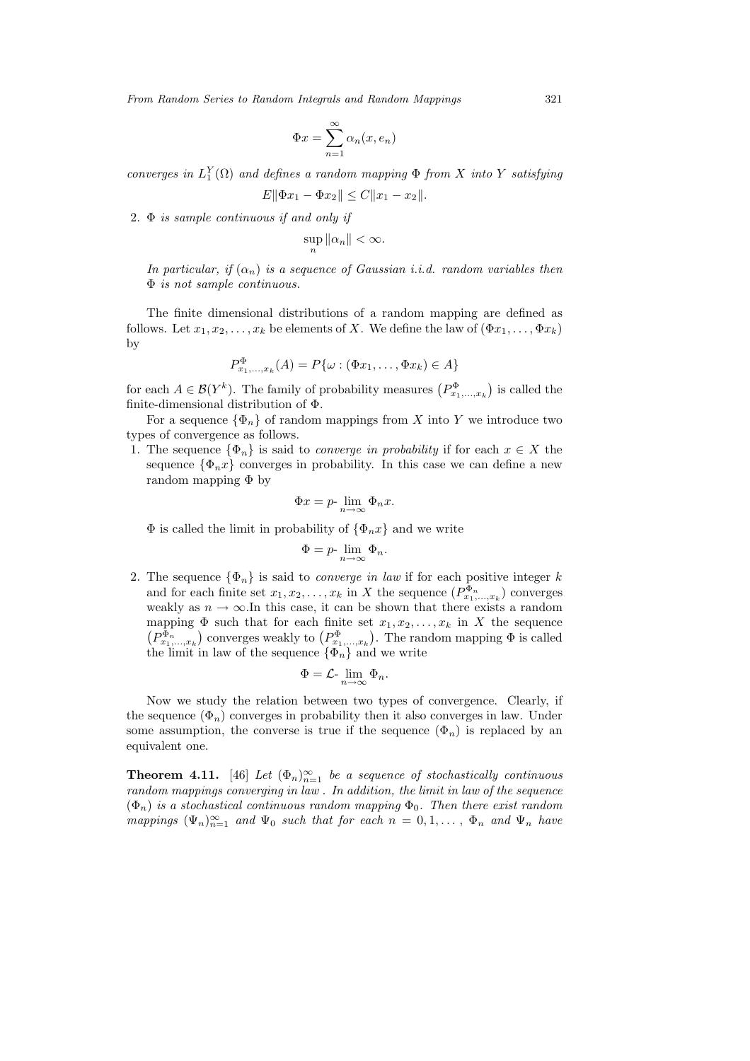$$\Phi x = \sum_{n=1}^{\infty} \alpha_n (x, e_n)$$

*converges in $L_1^Y(\Omega)$ and defines a random mapping $\Phi$ from $X$ into $Y$ satisfying*

$$E\|\Phi x_1 - \Phi x_2\| \leq C\|x_1 - x_2\|.$$

2. *$\Phi$ is sample continuous if and only if*

$$\sup_n \|\alpha_n\| < \infty.$$

*In particular, if $(\alpha_n)$ is a sequence of Gaussian i.i.d. random variables then $\Phi$ is not sample continuous.*

The finite dimensional distributions of a random mapping are defined as follows. Let $x_1, x_2, \dots, x_k$ be elements of $X$. We define the law of $(\Phi x_1, \dots, \Phi x_k)$ by

$$P^{\Phi}_{x_1,\dots,x_k}(A) = P\{\omega : (\Phi x_1, \dots, \Phi x_k) \in A\}$$

for each $A \in \mathcal{B}(Y^k)$. The family of probability measures $\left(P^{\Phi}_{x_1,\dots,x_k}\right)$ is called the finite-dimensional distribution of $\Phi$.

For a sequence $\{\Phi_n\}$ of random mappings from $X$ into $Y$ we introduce two types of convergence as follows.

1. The sequence $\{\Phi_n\}$ is said to *converge in probability* if for each $x \in X$ the sequence $\{\Phi_n x\}$ converges in probability. In this case we can define a new random mapping $\Phi$ by

$$\Phi x = p\text{-}\lim_{n\to\infty} \Phi_n x.$$

$\Phi$ is called the limit in probability of $\{\Phi_n x\}$ and we write

$$\Phi = p\text{-}\lim_{n\to\infty} \Phi_n.$$

2. The sequence $\{\Phi_n\}$ is said to *converge in law* if for each positive integer $k$ and for each finite set $x_1, x_2, \dots, x_k$ in $X$ the sequence $(P^{\Phi_n}_{x_1,\dots,x_k})$ converges weakly as $n \to \infty$.In this case, it can be shown that there exists a random mapping $\Phi$ such that for each finite set $x_1, x_2, \dots, x_k$ in $X$ the sequence $\left(P^{\Phi_n}_{x_1,\dots,x_k}\right)$ converges weakly to $\left(P^{\Phi}_{x_1,\dots,x_k}\right)$. The random mapping $\Phi$ is called the limit in law of the sequence $\{\Phi_n\}$ and we write

$$\Phi = \mathcal{L}\text{-}\lim_{n\to\infty} \Phi_n.$$

Now we study the relation between two types of convergence. Clearly, if the sequence $(\Phi_n)$ converges in probability then it also converges in law. Under some assumption, the converse is true if the sequence $(\Phi_n)$ is replaced by an equivalent one.

**Theorem 4.11.** [46] *Let $(\Phi_n)_{n=1}^{\infty}$ be a sequence of stochastically continuous random mappings converging in law . In addition, the limit in law of the sequence $(\Phi_n)$ is a stochastical continuous random mapping $\Phi_0$. Then there exist random mappings $(\Psi_n)_{n=1}^{\infty}$ and $\Psi_0$ such that for each $n = 0, 1, \dots,$ $\Phi_n$ and $\Psi_n$ have*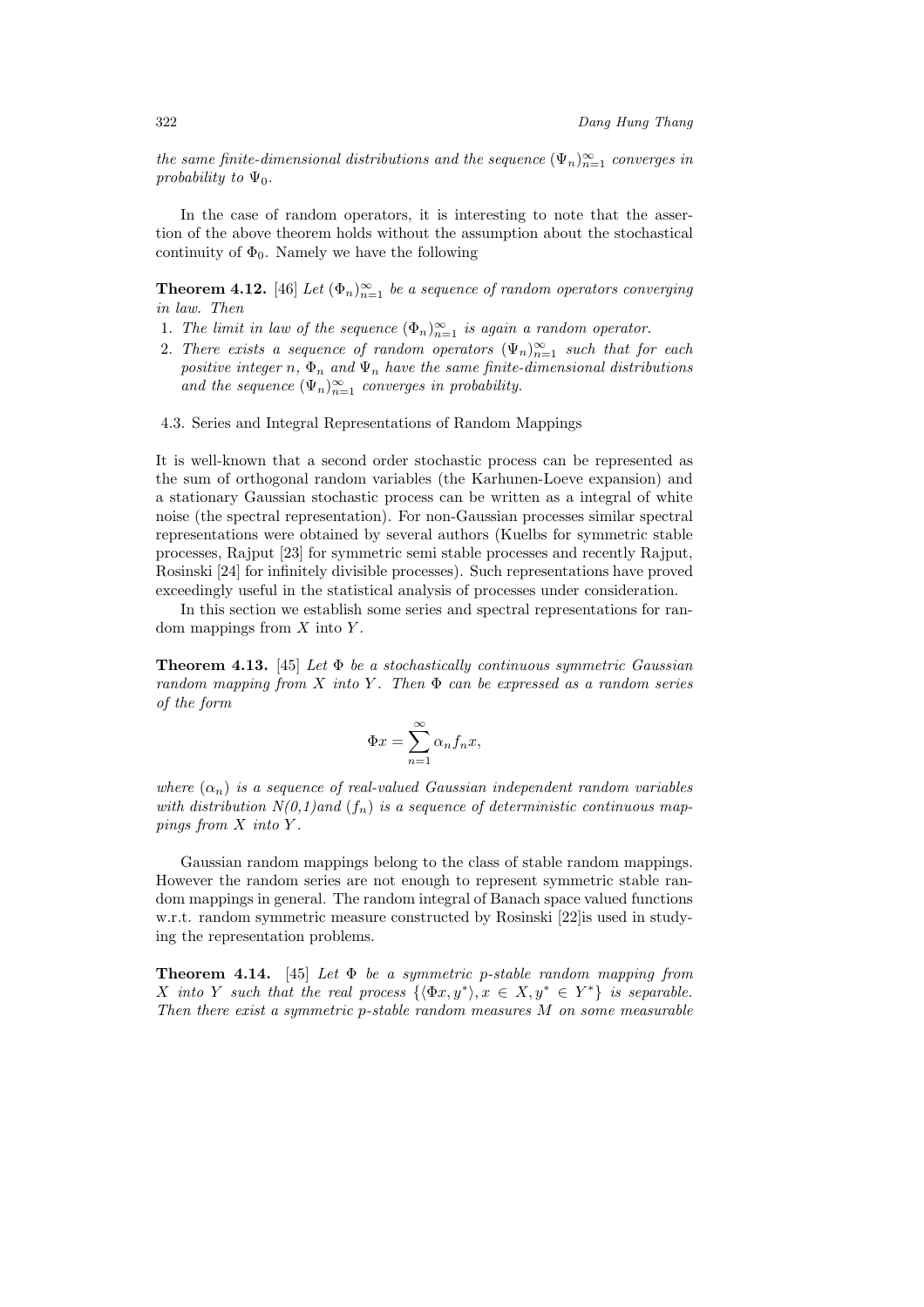*the same finite-dimensional distributions and the sequence $(\Psi_n)_{n=1}^{\infty}$ converges in probability to $\Psi_0$.*

In the case of random operators, it is interesting to note that the assertion of the above theorem holds without the assumption about the stochastical continuity of $\Phi_0$. Namely we have the following

**Theorem 4.12.** [46] *Let $(\Phi_n)_{n=1}^{\infty}$ be a sequence of random operators converging in law. Then*

1. *The limit in law of the sequence $(\Phi_n)_{n=1}^{\infty}$ is again a random operator.*
2. *There exists a sequence of random operators $(\Psi_n)_{n=1}^{\infty}$ such that for each positive integer $n$, $\Phi_n$ and $\Psi_n$ have the same finite-dimensional distributions and the sequence $(\Psi_n)_{n=1}^{\infty}$ converges in probability.*

### 4.3. Series and Integral Representations of Random Mappings

It is well-known that a second order stochastic process can be represented as the sum of orthogonal random variables (the Karhunen-Loeve expansion) and a stationary Gaussian stochastic process can be written as a integral of white noise (the spectral representation). For non-Gaussian processes similar spectral representations were obtained by several authors (Kuelbs for symmetric stable processes, Rajput [23] for symmetric semi stable processes and recently Rajput, Rosinski [24] for infinitely divisible processes). Such representations have proved exceedingly useful in the statistical analysis of processes under consideration.

In this section we establish some series and spectral representations for random mappings from $X$ into $Y$.

**Theorem 4.13.** [45] *Let $\Phi$ be a stochastically continuous symmetric Gaussian random mapping from $X$ into $Y$. Then $\Phi$ can be expressed as a random series of the form*

$$\Phi x = \sum_{n=1}^{\infty} \alpha_n f_n x,$$

*where $(\alpha_n)$ is a sequence of real-valued Gaussian independent random variables with distribution N(0,1)and $(f_n)$ is a sequence of deterministic continuous mappings from $X$ into $Y$.*

Gaussian random mappings belong to the class of stable random mappings. However the random series are not enough to represent symmetric stable random mappings in general. The random integral of Banach space valued functions w.r.t. random symmetric measure constructed by Rosinski [22]is used in studying the representation problems.

**Theorem 4.14.** [45] *Let $\Phi$ be a symmetric p-stable random mapping from $X$ into $Y$ such that the real process $\{\langle \Phi x, y^* \rangle, x \in X, y^* \in Y^*\}$ is separable. Then there exist a symmetric p-stable random measures $M$ on some measurable*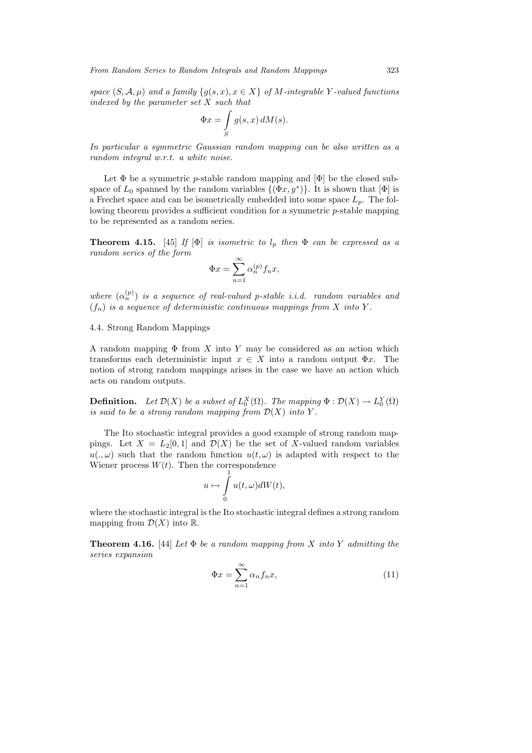*space $(S, \mathcal{A}, \mu)$ and a family $\{g(s,x), x \in X\}$ of $M$-integrable $Y$-valued functions indexed by the parameter set $X$ such that*

$$\Phi x = \int_S g(s,x)\, dM(s).$$

*In particular a symmetric Gaussian random mapping can be also written as a random integral w.r.t. a white noise.*

Let $\Phi$ be a symmetric $p$-stable random mapping and $[\Phi]$ be the closed subspace of $L_0$ spanned by the random variables $\{(\Phi x, y^*)\}$. It is shown that $[\Phi]$ is a Frechet space and can be isometrically embedded into some space $L_p$. The following theorem provides a sufficient condition for a symmetric $p$-stable mapping to be represented as a random series.

**Theorem 4.15.** [45] *If $[\Phi]$ is isometric to $l_p$ then $\Phi$ can be expressed as a random series of the form*

$$\Phi x = \sum_{n=1}^{\infty} \alpha_n^{(p)} f_n x,$$

*where $(\alpha_n^{(p)})$ is a sequence of real-valued $p$-stable i.i.d. random variables and $(f_n)$ is a sequence of deterministic continuous mappings from $X$ into $Y$.*

## 4.4. Strong Random Mappings

A random mapping $\Phi$ from $X$ into $Y$ may be considered as an action which transforms each deterministic input $x \in X$ into a random output $\Phi x$. The notion of strong random mappings arises in the case we have an action which acts on random outputs.

**Definition.** *Let $\mathcal{D}(X)$ be a subset of $L_0^X(\Omega)$. The mapping $\Phi : \mathcal{D}(X) \to L_0^Y(\Omega)$ is said to be a strong random mapping from $\mathcal{D}(X)$ into $Y$.*

The Ito stochastic integral provides a good example of strong random mappings. Let $X = L_2[0,1]$ and $\mathcal{D}(X)$ be the set of $X$-valued random variables $u(.,\omega)$ such that the random function $u(t,\omega)$ is adapted with respect to the Wiener process $W(t)$. Then the correspondence

$$u \mapsto \int_0^1 u(t,\omega) dW(t),$$

where the stochastic integral is the Ito stochastic integral defines a strong random mapping from $\mathcal{D}(X)$ into $\mathbb{R}$.

**Theorem 4.16.** [44] *Let $\Phi$ be a random mapping from $X$ into $Y$ admitting the series expansion*

$$\Phi x = \sum_{n=1}^{\infty} \alpha_n f_n x, \tag{11}$$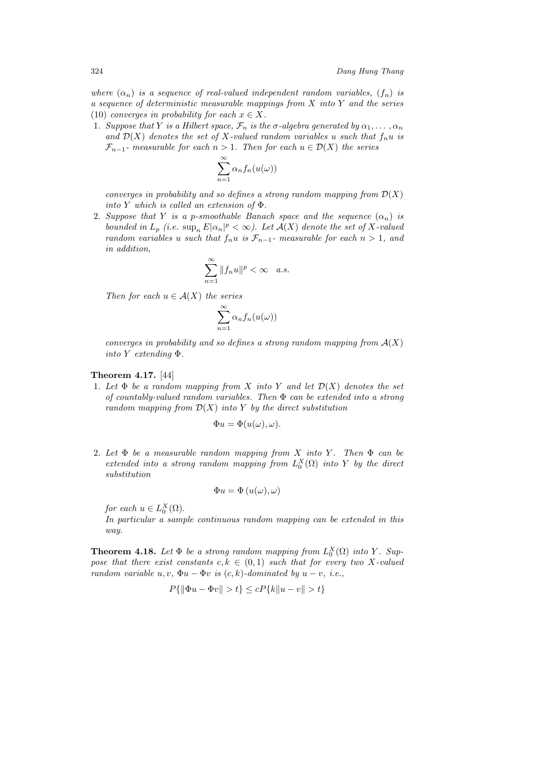*where $(\alpha_n)$ is a sequence of real-valued independent random variables, $(f_n)$ is a sequence of deterministic measurable mappings from $X$ into $Y$ and the series (10) converges in probability for each $x \in X$.*

1. *Suppose that $Y$ is a Hilbert space, $\mathcal{F}_n$ is the $\sigma$-algebra generated by $\alpha_1, \ldots, \alpha_n$ and $\mathcal{D}(X)$ denotes the set of $X$-valued random variables $u$ such that $f_n u$ is $\mathcal{F}_{n-1}$- measurable for each $n > 1$. Then for each $u \in \mathcal{D}(X)$ the series*

$$\sum_{n=1}^{\infty} \alpha_n f_n(u(\omega))$$

*converges in probability and so defines a strong random mapping from $\mathcal{D}(X)$ into $Y$ which is called an extension of $\Phi$.*

2. *Suppose that $Y$ is a $p$-smoothable Banach space and the sequence $(\alpha_n)$ is bounded in $L_p$ (i.e. $\sup_n E|\alpha_n|^p < \infty$). Let $\mathcal{A}(X)$ denote the set of $X$-valued random variables $u$ such that $f_n u$ is $\mathcal{F}_{n-1}$- measurable for each $n > 1$, and in addition,*

$$\sum_{n=1}^{\infty} \|f_n u\|^p < \infty \quad a.s.$$

*Then for each $u \in \mathcal{A}(X)$ the series*

$$\sum_{n=1}^{\infty} \alpha_n f_n(u(\omega))$$

*converges in probability and so defines a strong random mapping from $\mathcal{A}(X)$ into $Y$ extending $\Phi$.*

**Theorem 4.17.** [44]

1. *Let $\Phi$ be a random mapping from $X$ into $Y$ and let $\mathcal{D}(X)$ denotes the set of countably-valued random variables. Then $\Phi$ can be extended into a strong random mapping from $\mathcal{D}(X)$ into $Y$ by the direct substitution*

$$\Phi u = \Phi(u(\omega), \omega).$$

2. *Let $\Phi$ be a measurable random mapping from $X$ into $Y$. Then $\Phi$ can be extended into a strong random mapping from $L_0^X(\Omega)$ into $Y$ by the direct substitution*

$$\Phi u = \Phi\left(u(\omega), \omega\right)$$

*for each $u \in L_0^X(\Omega)$.*
*In particular a sample continuous random mapping can be extended in this way.*

**Theorem 4.18.** *Let $\Phi$ be a strong random mapping from $L_0^X(\Omega)$ into $Y$. Suppose that there exist constants $c, k \in (0,1)$ such that for every two $X$-valued random variable $u, v$, $\Phi u - \Phi v$ is $(c,k)$-dominated by $u - v$, i.e.,*

$$P\{\|\Phi u - \Phi v\| > t\} \leq cP\{k\|u - v\| > t\}$$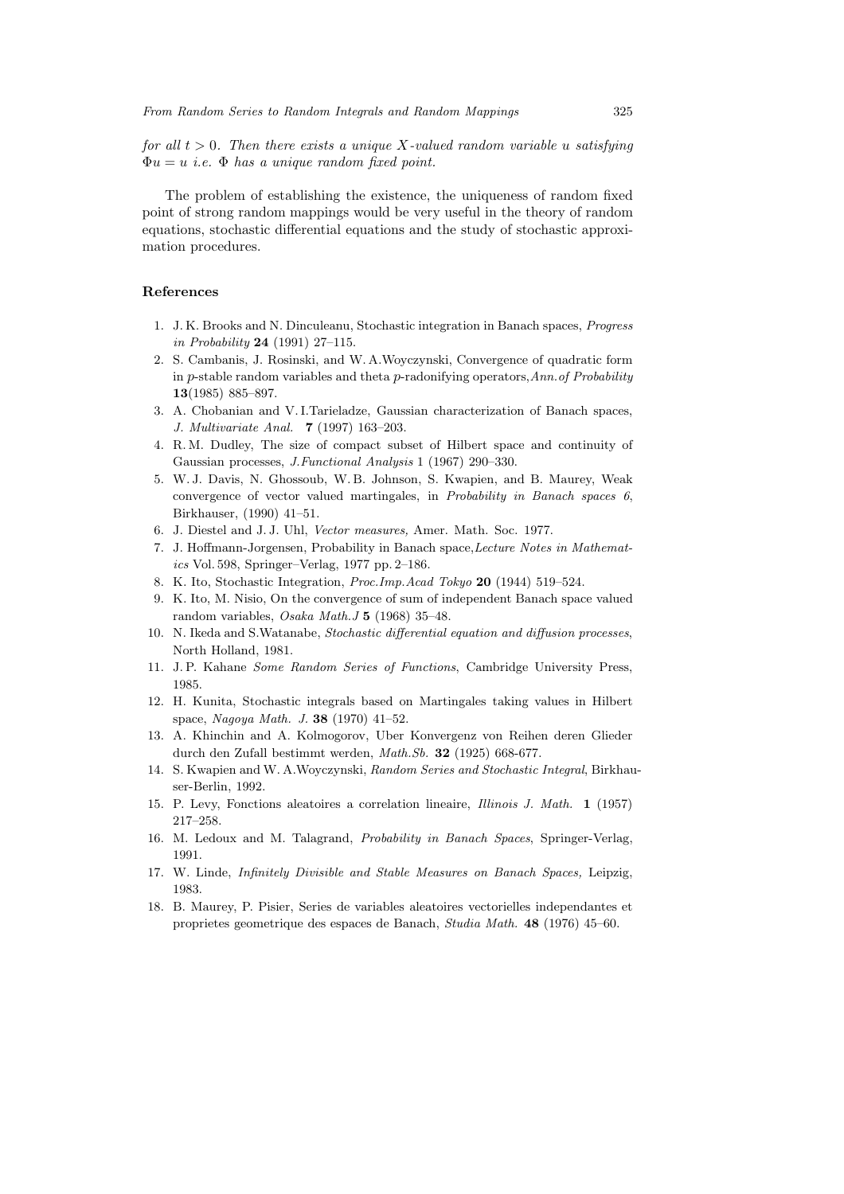*for all $t > 0$. Then there exists a unique $X$-valued random variable $u$ satisfying $\Phi u = u$ i.e. $\Phi$ has a unique random fixed point.*

The problem of establishing the existence, the uniqueness of random fixed point of strong random mappings would be very useful in the theory of random equations, stochastic differential equations and the study of stochastic approximation procedures.

## References

1. J. K. Brooks and N. Dinculeanu, Stochastic integration in Banach spaces, *Progress in Probability* **24** (1991) 27–115.
2. S. Cambanis, J. Rosinski, and W. A.Woyczynski, Convergence of quadratic form in $p$-stable random variables and theta $p$-radonifying operators,*Ann.of Probability* **13**(1985) 885–897.
3. A. Chobanian and V. I.Tarieladze, Gaussian characterization of Banach spaces, *J. Multivariate Anal.* **7** (1997) 163–203.
4. R. M. Dudley, The size of compact subset of Hilbert space and continuity of Gaussian processes, *J.Functional Analysis* 1 (1967) 290–330.
5. W. J. Davis, N. Ghossoub, W. B. Johnson, S. Kwapien, and B. Maurey, Weak convergence of vector valued martingales, in *Probability in Banach spaces 6*, Birkhauser, (1990) 41–51.
6. J. Diestel and J. J. Uhl, *Vector measures,* Amer. Math. Soc. 1977.
7. J. Hoffmann-Jorgensen, Probability in Banach space,*Lecture Notes in Mathematics* Vol. 598, Springer–Verlag, 1977 pp. 2–186.
8. K. Ito, Stochastic Integration, *Proc.Imp.Acad Tokyo* **20** (1944) 519–524.
9. K. Ito, M. Nisio, On the convergence of sum of independent Banach space valued random variables, *Osaka Math.J* **5** (1968) 35–48.
10. N. Ikeda and S.Watanabe, *Stochastic differential equation and diffusion processes*, North Holland, 1981.
11. J. P. Kahane *Some Random Series of Functions*, Cambridge University Press, 1985.
12. H. Kunita, Stochastic integrals based on Martingales taking values in Hilbert space, *Nagoya Math. J.* **38** (1970) 41–52.
13. A. Khinchin and A. Kolmogorov, Uber Konvergenz von Reihen deren Glieder durch den Zufall bestimmt werden, *Math.Sb.* **32** (1925) 668-677.
14. S. Kwapien and W. A.Woyczynski, *Random Series and Stochastic Integral*, Birkhauser-Berlin, 1992.
15. P. Levy, Fonctions aleatoires a correlation lineaire, *Illinois J. Math.* **1** (1957) 217–258.
16. M. Ledoux and M. Talagrand, *Probability in Banach Spaces*, Springer-Verlag, 1991.
17. W. Linde, *Infinitely Divisible and Stable Measures on Banach Spaces,* Leipzig, 1983.
18. B. Maurey, P. Pisier, Series de variables aleatoires vectorielles independantes et proprietes geometrique des espaces de Banach, *Studia Math.* **48** (1976) 45–60.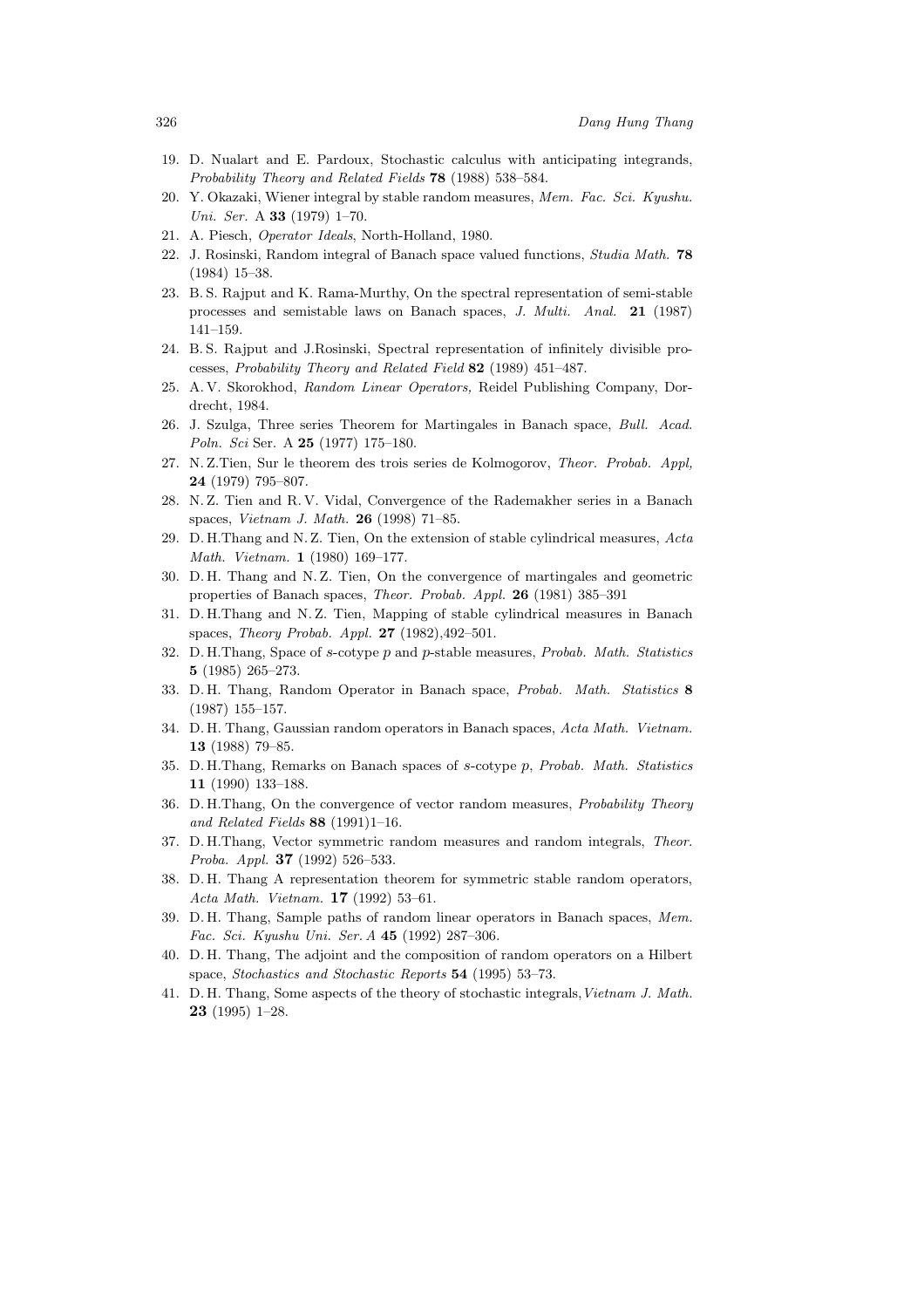19. D. Nualart and E. Pardoux, Stochastic calculus with anticipating integrands, *Probability Theory and Related Fields* **78** (1988) 538–584.
20. Y. Okazaki, Wiener integral by stable random measures, *Mem. Fac. Sci. Kyushu. Uni. Ser.* A **33** (1979) 1–70.
21. A. Piesch, *Operator Ideals*, North-Holland, 1980.
22. J. Rosinski, Random integral of Banach space valued functions, *Studia Math.* **78** (1984) 15–38.
23. B. S. Rajput and K. Rama-Murthy, On the spectral representation of semi-stable processes and semistable laws on Banach spaces, *J. Multi. Anal.* **21** (1987) 141–159.
24. B. S. Rajput and J.Rosinski, Spectral representation of infinitely divisible processes, *Probability Theory and Related Field* **82** (1989) 451–487.
25. A. V. Skorokhod, *Random Linear Operators,* Reidel Publishing Company, Dordrecht, 1984.
26. J. Szulga, Three series Theorem for Martingales in Banach space, *Bull. Acad. Poln. Sci* Ser. A **25** (1977) 175–180.
27. N. Z.Tien, Sur le theorem des trois series de Kolmogorov, *Theor. Probab. Appl,* **24** (1979) 795–807.
28. N. Z. Tien and R. V. Vidal, Convergence of the Rademakher series in a Banach spaces, *Vietnam J. Math.* **26** (1998) 71–85.
29. D. H.Thang and N. Z. Tien, On the extension of stable cylindrical measures, *Acta Math. Vietnam.* **1** (1980) 169–177.
30. D. H. Thang and N. Z. Tien, On the convergence of martingales and geometric properties of Banach spaces, *Theor. Probab. Appl.* **26** (1981) 385–391
31. D. H.Thang and N. Z. Tien, Mapping of stable cylindrical measures in Banach spaces, *Theory Probab. Appl.* **27** (1982),492–501.
32. D. H.Thang, Space of $s$-cotype $p$ and $p$-stable measures, *Probab. Math. Statistics* **5** (1985) 265–273.
33. D. H. Thang, Random Operator in Banach space, *Probab. Math. Statistics* **8** (1987) 155–157.
34. D. H. Thang, Gaussian random operators in Banach spaces, *Acta Math. Vietnam.* **13** (1988) 79–85.
35. D. H.Thang, Remarks on Banach spaces of $s$-cotype $p$, *Probab. Math. Statistics* **11** (1990) 133–188.
36. D. H.Thang, On the convergence of vector random measures, *Probability Theory and Related Fields* **88** (1991)1–16.
37. D. H.Thang, Vector symmetric random measures and random integrals, *Theor. Proba. Appl.* **37** (1992) 526–533.
38. D. H. Thang A representation theorem for symmetric stable random operators, *Acta Math. Vietnam.* **17** (1992) 53–61.
39. D. H. Thang, Sample paths of random linear operators in Banach spaces, *Mem. Fac. Sci. Kyushu Uni. Ser. A* **45** (1992) 287–306.
40. D. H. Thang, The adjoint and the composition of random operators on a Hilbert space, *Stochastics and Stochastic Reports* **54** (1995) 53–73.
41. D. H. Thang, Some aspects of the theory of stochastic integrals,*Vietnam J. Math.* **23** (1995) 1–28.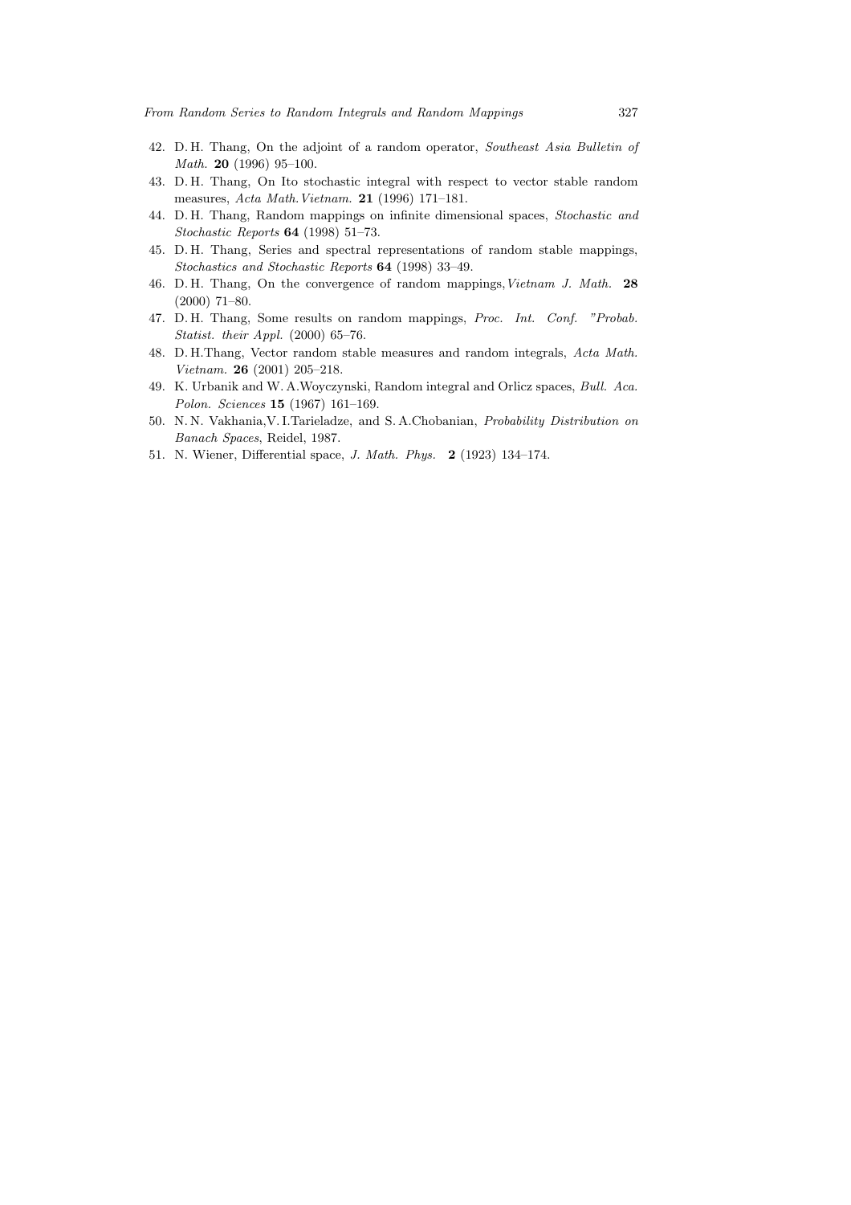42. D. H. Thang, On the adjoint of a random operator, *Southeast Asia Bulletin of Math.* **20** (1996) 95–100.
43. D. H. Thang, On Ito stochastic integral with respect to vector stable random measures, *Acta Math. Vietnam.* **21** (1996) 171–181.
44. D. H. Thang, Random mappings on infinite dimensional spaces, *Stochastic and Stochastic Reports* **64** (1998) 51–73.
45. D. H. Thang, Series and spectral representations of random stable mappings, *Stochastics and Stochastic Reports* **64** (1998) 33–49.
46. D. H. Thang, On the convergence of random mappings, *Vietnam J. Math.* **28** (2000) 71–80.
47. D. H. Thang, Some results on random mappings, *Proc. Int. Conf. "Probab. Statist. their Appl.* (2000) 65–76.
48. D. H.Thang, Vector random stable measures and random integrals, *Acta Math. Vietnam.* **26** (2001) 205–218.
49. K. Urbanik and W. A.Woyczynski, Random integral and Orlicz spaces, *Bull. Aca. Polon. Sciences* **15** (1967) 161–169.
50. N. N. Vakhania, V. I.Tarieladze, and S. A.Chobanian, *Probability Distribution on Banach Spaces*, Reidel, 1987.
51. N. Wiener, Differential space, *J. Math. Phys.* **2** (1923) 134–174.